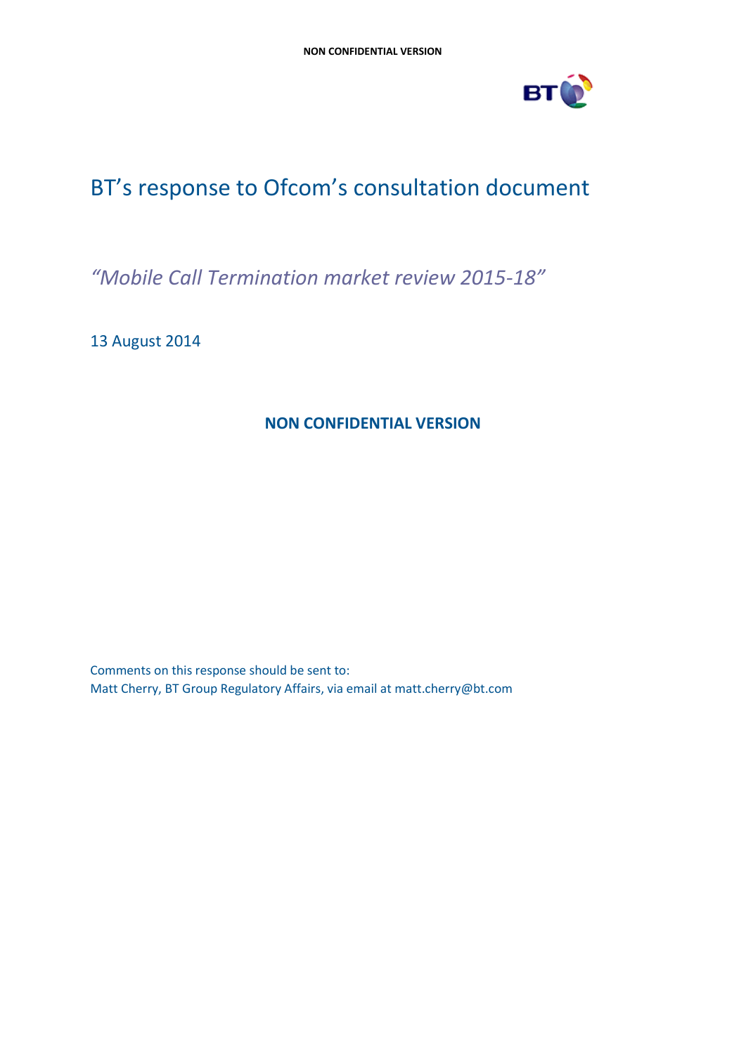# BT's response to Ofcom's consultation document

*"Mobile Call Termination market review 2015-18"*

13 August 2014

**NON CONFIDENTIAL VERSION**

Comments on this response should be sent to:
Matt Cherry, BT Group Regulatory Affairs, via email at matt.cherry@bt.com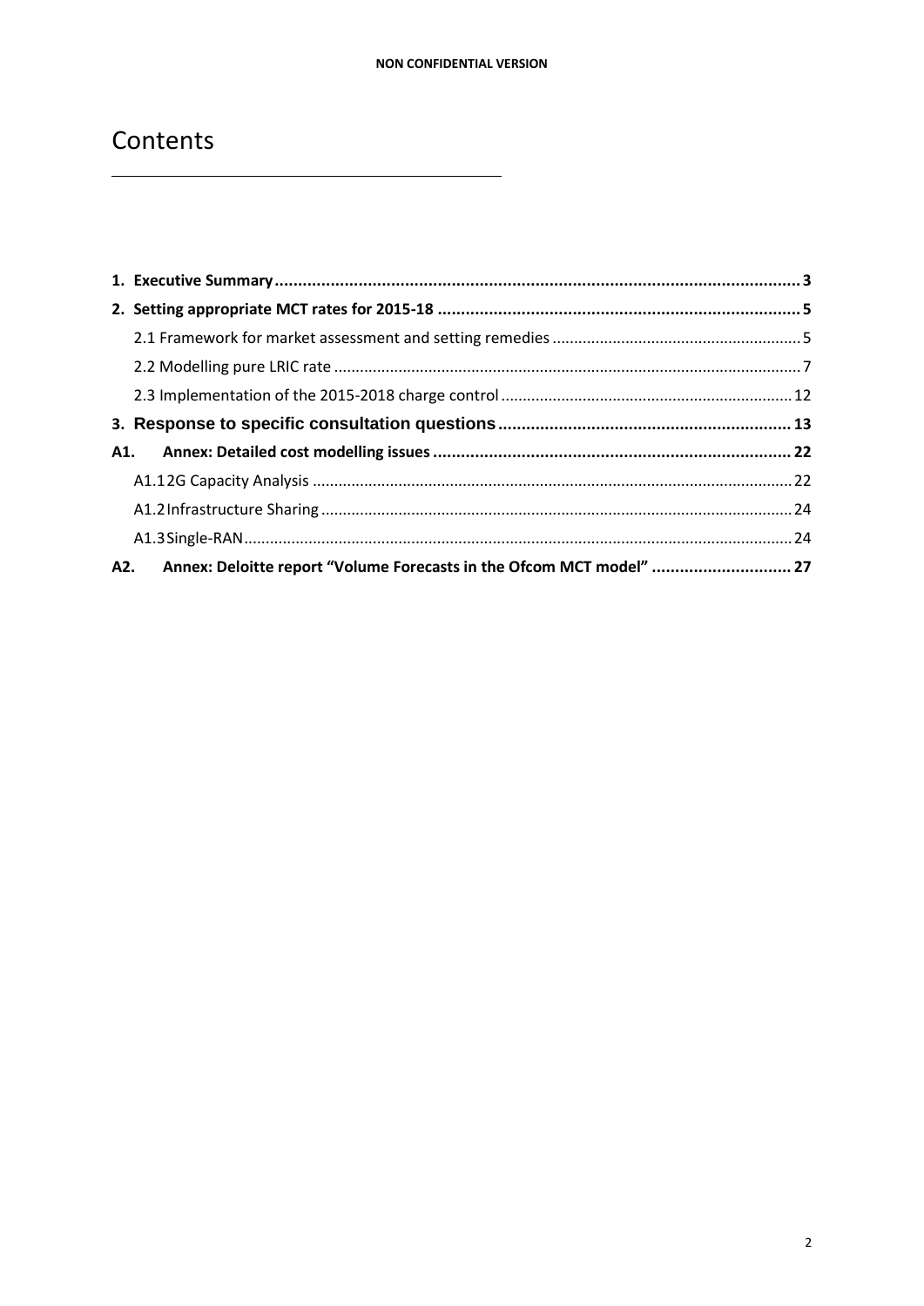# Contents

**1. Executive Summary** .......... **3**

**2. Setting appropriate MCT rates for 2015-18** .......... **5**

2.1 Framework for market assessment and setting remedies .......... 5

2.2 Modelling pure LRIC rate .......... 7

2.3 Implementation of the 2015-2018 charge control .......... 12

**3. Response to specific consultation questions** .......... **13**

**A1. Annex: Detailed cost modelling issues** .......... **22**

A1.1 2G Capacity Analysis .......... 22

A1.2 Infrastructure Sharing .......... 24

A1.3 Single-RAN .......... 24

**A2. Annex: Deloitte report "Volume Forecasts in the Ofcom MCT model"** .......... **27**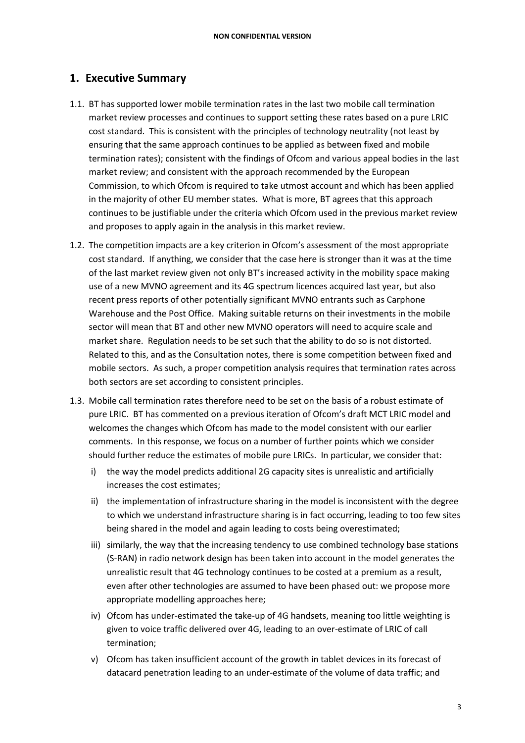## 1. Executive Summary

1.1. BT has supported lower mobile termination rates in the last two mobile call termination market review processes and continues to support setting these rates based on a pure LRIC cost standard. This is consistent with the principles of technology neutrality (not least by ensuring that the same approach continues to be applied as between fixed and mobile termination rates); consistent with the findings of Ofcom and various appeal bodies in the last market review; and consistent with the approach recommended by the European Commission, to which Ofcom is required to take utmost account and which has been applied in the majority of other EU member states. What is more, BT agrees that this approach continues to be justifiable under the criteria which Ofcom used in the previous market review and proposes to apply again in the analysis in this market review.

1.2. The competition impacts are a key criterion in Ofcom's assessment of the most appropriate cost standard. If anything, we consider that the case here is stronger than it was at the time of the last market review given not only BT's increased activity in the mobility space making use of a new MVNO agreement and its 4G spectrum licences acquired last year, but also recent press reports of other potentially significant MVNO entrants such as Carphone Warehouse and the Post Office. Making suitable returns on their investments in the mobile sector will mean that BT and other new MVNO operators will need to acquire scale and market share. Regulation needs to be set such that the ability to do so is not distorted. Related to this, and as the Consultation notes, there is some competition between fixed and mobile sectors. As such, a proper competition analysis requires that termination rates across both sectors are set according to consistent principles.

1.3. Mobile call termination rates therefore need to be set on the basis of a robust estimate of pure LRIC. BT has commented on a previous iteration of Ofcom's draft MCT LRIC model and welcomes the changes which Ofcom has made to the model consistent with our earlier comments. In this response, we focus on a number of further points which we consider should further reduce the estimates of mobile pure LRICs. In particular, we consider that:

   i) the way the model predicts additional 2G capacity sites is unrealistic and artificially increases the cost estimates;

   ii) the implementation of infrastructure sharing in the model is inconsistent with the degree to which we understand infrastructure sharing is in fact occurring, leading to too few sites being shared in the model and again leading to costs being overestimated;

   iii) similarly, the way that the increasing tendency to use combined technology base stations (S-RAN) in radio network design has been taken into account in the model generates the unrealistic result that 4G technology continues to be costed at a premium as a result, even after other technologies are assumed to have been phased out: we propose more appropriate modelling approaches here;

   iv) Ofcom has under-estimated the take-up of 4G handsets, meaning too little weighting is given to voice traffic delivered over 4G, leading to an over-estimate of LRIC of call termination;

   v) Ofcom has taken insufficient account of the growth in tablet devices in its forecast of datacard penetration leading to an under-estimate of the volume of data traffic; and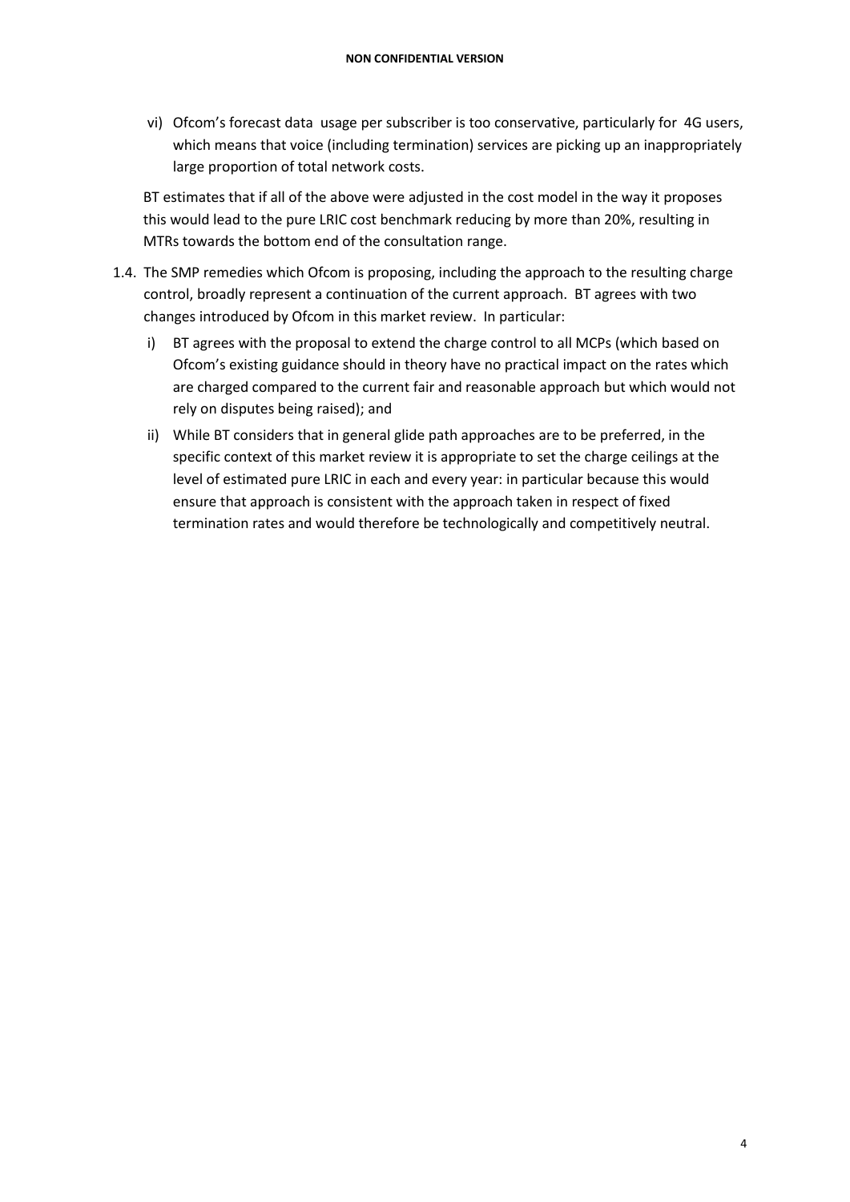vi) Ofcom's forecast data usage per subscriber is too conservative, particularly for 4G users, which means that voice (including termination) services are picking up an inappropriately large proportion of total network costs.

BT estimates that if all of the above were adjusted in the cost model in the way it proposes this would lead to the pure LRIC cost benchmark reducing by more than 20%, resulting in MTRs towards the bottom end of the consultation range.

1.4. The SMP remedies which Ofcom is proposing, including the approach to the resulting charge control, broadly represent a continuation of the current approach. BT agrees with two changes introduced by Ofcom in this market review. In particular:

  i) BT agrees with the proposal to extend the charge control to all MCPs (which based on Ofcom's existing guidance should in theory have no practical impact on the rates which are charged compared to the current fair and reasonable approach but which would not rely on disputes being raised); and

  ii) While BT considers that in general glide path approaches are to be preferred, in the specific context of this market review it is appropriate to set the charge ceilings at the level of estimated pure LRIC in each and every year: in particular because this would ensure that approach is consistent with the approach taken in respect of fixed termination rates and would therefore be technologically and competitively neutral.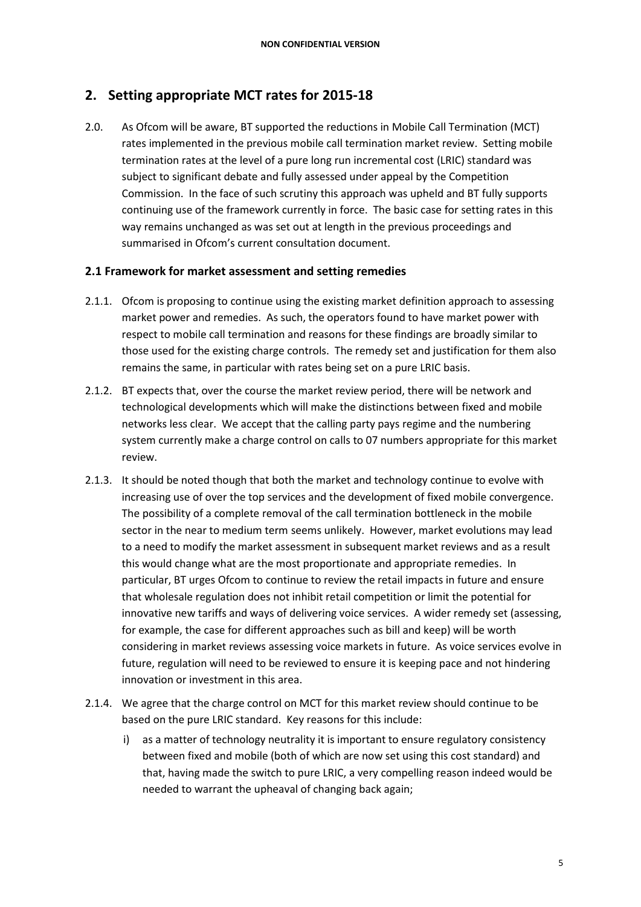## 2. Setting appropriate MCT rates for 2015-18

2.0. As Ofcom will be aware, BT supported the reductions in Mobile Call Termination (MCT) rates implemented in the previous mobile call termination market review. Setting mobile termination rates at the level of a pure long run incremental cost (LRIC) standard was subject to significant debate and fully assessed under appeal by the Competition Commission. In the face of such scrutiny this approach was upheld and BT fully supports continuing use of the framework currently in force. The basic case for setting rates in this way remains unchanged as was set out at length in the previous proceedings and summarised in Ofcom's current consultation document.

### 2.1 Framework for market assessment and setting remedies

2.1.1. Ofcom is proposing to continue using the existing market definition approach to assessing market power and remedies. As such, the operators found to have market power with respect to mobile call termination and reasons for these findings are broadly similar to those used for the existing charge controls. The remedy set and justification for them also remains the same, in particular with rates being set on a pure LRIC basis.

2.1.2. BT expects that, over the course the market review period, there will be network and technological developments which will make the distinctions between fixed and mobile networks less clear. We accept that the calling party pays regime and the numbering system currently make a charge control on calls to 07 numbers appropriate for this market review.

2.1.3. It should be noted though that both the market and technology continue to evolve with increasing use of over the top services and the development of fixed mobile convergence. The possibility of a complete removal of the call termination bottleneck in the mobile sector in the near to medium term seems unlikely. However, market evolutions may lead to a need to modify the market assessment in subsequent market reviews and as a result this would change what are the most proportionate and appropriate remedies. In particular, BT urges Ofcom to continue to review the retail impacts in future and ensure that wholesale regulation does not inhibit retail competition or limit the potential for innovative new tariffs and ways of delivering voice services. A wider remedy set (assessing, for example, the case for different approaches such as bill and keep) will be worth considering in market reviews assessing voice markets in future. As voice services evolve in future, regulation will need to be reviewed to ensure it is keeping pace and not hindering innovation or investment in this area.

2.1.4. We agree that the charge control on MCT for this market review should continue to be based on the pure LRIC standard. Key reasons for this include:

i) as a matter of technology neutrality it is important to ensure regulatory consistency between fixed and mobile (both of which are now set using this cost standard) and that, having made the switch to pure LRIC, a very compelling reason indeed would be needed to warrant the upheaval of changing back again;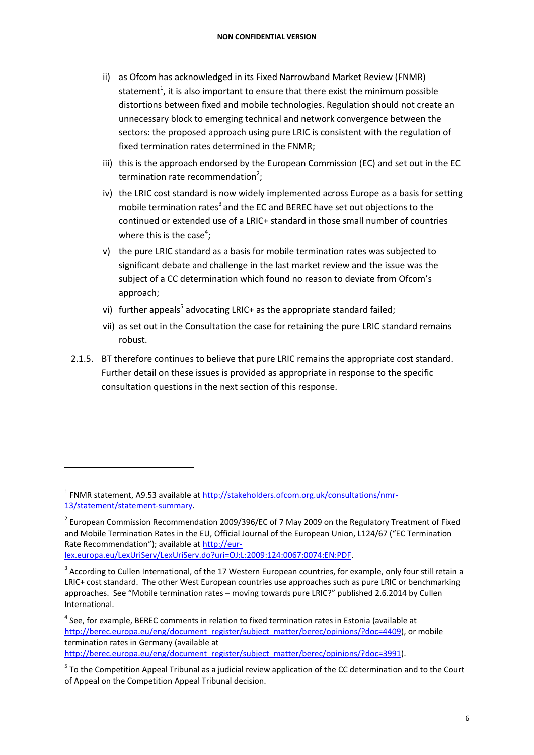ii) as Ofcom has acknowledged in its Fixed Narrowband Market Review (FNMR) statement[1], it is also important to ensure that there exist the minimum possible distortions between fixed and mobile technologies. Regulation should not create an unnecessary block to emerging technical and network convergence between the sectors: the proposed approach using pure LRIC is consistent with the regulation of fixed termination rates determined in the FNMR;

iii) this is the approach endorsed by the European Commission (EC) and set out in the EC termination rate recommendation[2];

iv) the LRIC cost standard is now widely implemented across Europe as a basis for setting mobile termination rates[3] and the EC and BEREC have set out objections to the continued or extended use of a LRIC+ standard in those small number of countries where this is the case[4];

v) the pure LRIC standard as a basis for mobile termination rates was subjected to significant debate and challenge in the last market review and the issue was the subject of a CC determination which found no reason to deviate from Ofcom's approach;

vi) further appeals[5] advocating LRIC+ as the appropriate standard failed;

vii) as set out in the Consultation the case for retaining the pure LRIC standard remains robust.

2.1.5. BT therefore continues to believe that pure LRIC remains the appropriate cost standard. Further detail on these issues is provided as appropriate in response to the specific consultation questions in the next section of this response.

---

[1] FNMR statement, A9.53 available at http://stakeholders.ofcom.org.uk/consultations/nmr-13/statement/statement-summary.

[2] European Commission Recommendation 2009/396/EC of 7 May 2009 on the Regulatory Treatment of Fixed and Mobile Termination Rates in the EU, Official Journal of the European Union, L124/67 ("EC Termination Rate Recommendation"); available at http://eur-lex.europa.eu/LexUriServ/LexUriServ.do?uri=OJ:L:2009:124:0067:0074:EN:PDF.

[3] According to Cullen International, of the 17 Western European countries, for example, only four still retain a LRIC+ cost standard. The other West European countries use approaches such as pure LRIC or benchmarking approaches. See "Mobile termination rates – moving towards pure LRIC?" published 2.6.2014 by Cullen International.

[4] See, for example, BEREC comments in relation to fixed termination rates in Estonia (available at http://berec.europa.eu/eng/document_register/subject_matter/berec/opinions/?doc=4409), or mobile termination rates in Germany (available at http://berec.europa.eu/eng/document_register/subject_matter/berec/opinions/?doc=3991).

[5] To the Competition Appeal Tribunal as a judicial review application of the CC determination and to the Court of Appeal on the Competition Appeal Tribunal decision.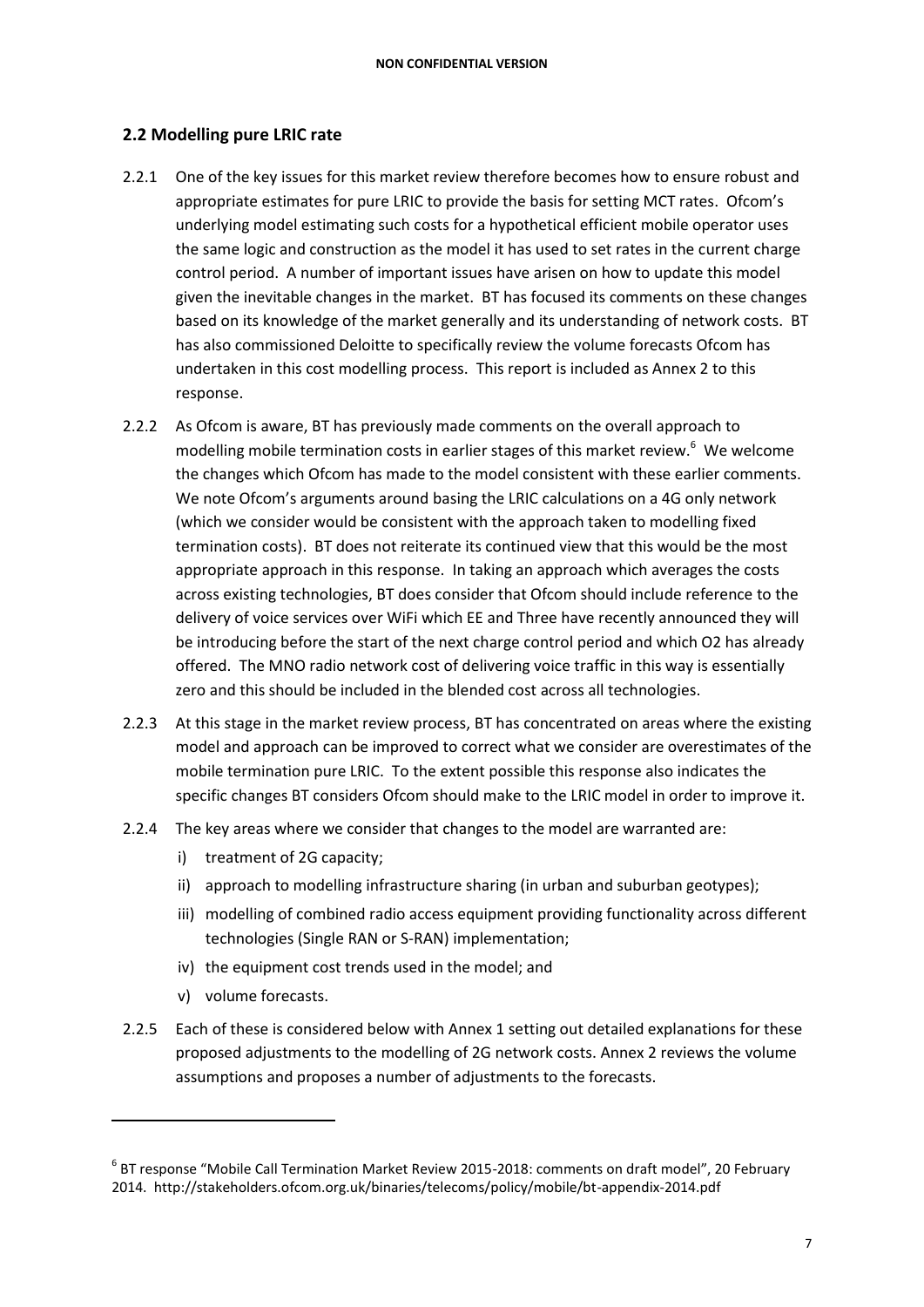## 2.2 Modelling pure LRIC rate

2.2.1 One of the key issues for this market review therefore becomes how to ensure robust and appropriate estimates for pure LRIC to provide the basis for setting MCT rates. Ofcom's underlying model estimating such costs for a hypothetical efficient mobile operator uses the same logic and construction as the model it has used to set rates in the current charge control period. A number of important issues have arisen on how to update this model given the inevitable changes in the market. BT has focused its comments on these changes based on its knowledge of the market generally and its understanding of network costs. BT has also commissioned Deloitte to specifically review the volume forecasts Ofcom has undertaken in this cost modelling process. This report is included as Annex 2 to this response.

2.2.2 As Ofcom is aware, BT has previously made comments on the overall approach to modelling mobile termination costs in earlier stages of this market review.[6] We welcome the changes which Ofcom has made to the model consistent with these earlier comments. We note Ofcom's arguments around basing the LRIC calculations on a 4G only network (which we consider would be consistent with the approach taken to modelling fixed termination costs). BT does not reiterate its continued view that this would be the most appropriate approach in this response. In taking an approach which averages the costs across existing technologies, BT does consider that Ofcom should include reference to the delivery of voice services over WiFi which EE and Three have recently announced they will be introducing before the start of the next charge control period and which O2 has already offered. The MNO radio network cost of delivering voice traffic in this way is essentially zero and this should be included in the blended cost across all technologies.

2.2.3 At this stage in the market review process, BT has concentrated on areas where the existing model and approach can be improved to correct what we consider are overestimates of the mobile termination pure LRIC. To the extent possible this response also indicates the specific changes BT considers Ofcom should make to the LRIC model in order to improve it.

2.2.4 The key areas where we consider that changes to the model are warranted are:

i) treatment of 2G capacity;

ii) approach to modelling infrastructure sharing (in urban and suburban geotypes);

iii) modelling of combined radio access equipment providing functionality across different technologies (Single RAN or S-RAN) implementation;

iv) the equipment cost trends used in the model; and

v) volume forecasts.

2.2.5 Each of these is considered below with Annex 1 setting out detailed explanations for these proposed adjustments to the modelling of 2G network costs. Annex 2 reviews the volume assumptions and proposes a number of adjustments to the forecasts.

---

[6] BT response "Mobile Call Termination Market Review 2015-2018: comments on draft model", 20 February 2014. http://stakeholders.ofcom.org.uk/binaries/telecoms/policy/mobile/bt-appendix-2014.pdf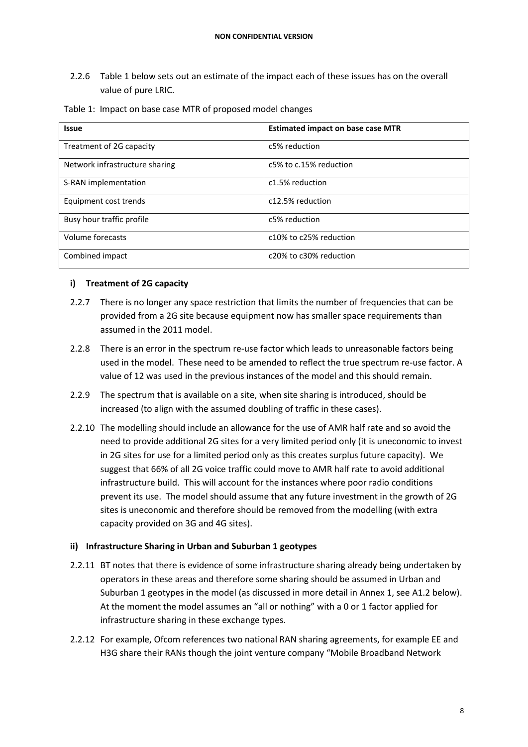2.2.6 Table 1 below sets out an estimate of the impact each of these issues has on the overall value of pure LRIC.

Table 1: Impact on base case MTR of proposed model changes

| Issue | Estimated impact on base case MTR |
|---|---|
| Treatment of 2G capacity | c5% reduction |
| Network infrastructure sharing | c5% to c.15% reduction |
| S-RAN implementation | c1.5% reduction |
| Equipment cost trends | c12.5% reduction |
| Busy hour traffic profile | c5% reduction |
| Volume forecasts | c10% to c25% reduction |
| Combined impact | c20% to c30% reduction |

### i) Treatment of 2G capacity

2.2.7 There is no longer any space restriction that limits the number of frequencies that can be provided from a 2G site because equipment now has smaller space requirements than assumed in the 2011 model.

2.2.8 There is an error in the spectrum re-use factor which leads to unreasonable factors being used in the model. These need to be amended to reflect the true spectrum re-use factor. A value of 12 was used in the previous instances of the model and this should remain.

2.2.9 The spectrum that is available on a site, when site sharing is introduced, should be increased (to align with the assumed doubling of traffic in these cases).

2.2.10 The modelling should include an allowance for the use of AMR half rate and so avoid the need to provide additional 2G sites for a very limited period only (it is uneconomic to invest in 2G sites for use for a limited period only as this creates surplus future capacity). We suggest that 66% of all 2G voice traffic could move to AMR half rate to avoid additional infrastructure build. This will account for the instances where poor radio conditions prevent its use. The model should assume that any future investment in the growth of 2G sites is uneconomic and therefore should be removed from the modelling (with extra capacity provided on 3G and 4G sites).

### ii) Infrastructure Sharing in Urban and Suburban 1 geotypes

2.2.11 BT notes that there is evidence of some infrastructure sharing already being undertaken by operators in these areas and therefore some sharing should be assumed in Urban and Suburban 1 geotypes in the model (as discussed in more detail in Annex 1, see A1.2 below). At the moment the model assumes an "all or nothing" with a 0 or 1 factor applied for infrastructure sharing in these exchange types.

2.2.12 For example, Ofcom references two national RAN sharing agreements, for example EE and H3G share their RANs though the joint venture company "Mobile Broadband Network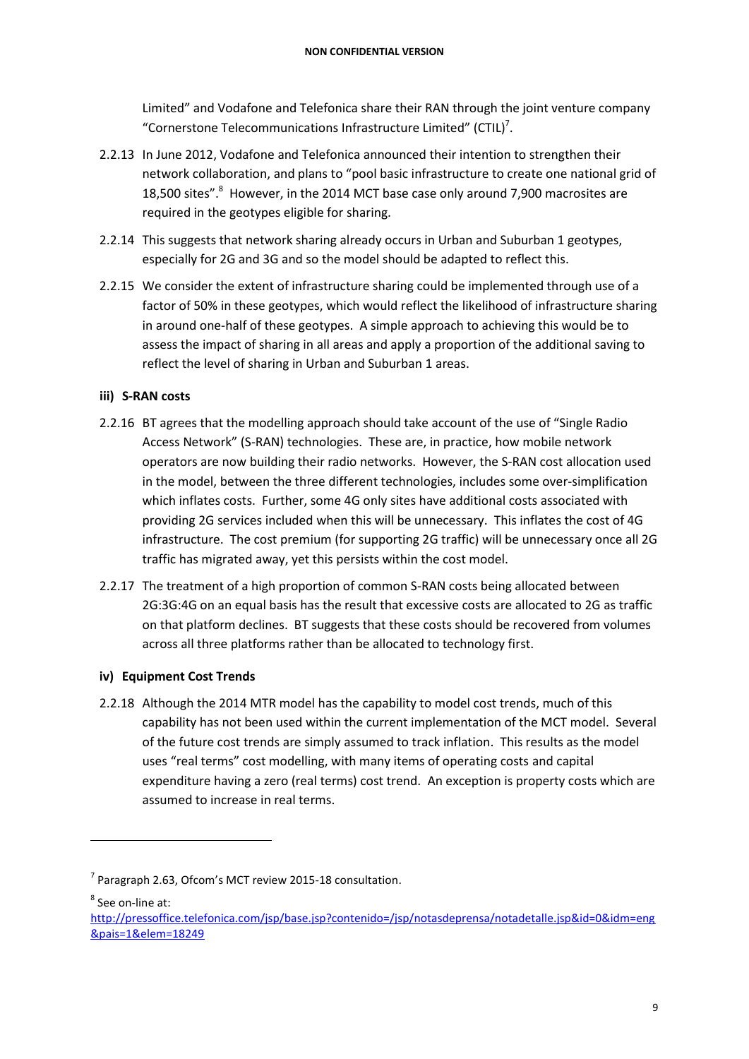Limited" and Vodafone and Telefonica share their RAN through the joint venture company "Cornerstone Telecommunications Infrastructure Limited" (CTIL)[7].

2.2.13 In June 2012, Vodafone and Telefonica announced their intention to strengthen their network collaboration, and plans to "pool basic infrastructure to create one national grid of 18,500 sites".[8] However, in the 2014 MCT base case only around 7,900 macrosites are required in the geotypes eligible for sharing.

2.2.14 This suggests that network sharing already occurs in Urban and Suburban 1 geotypes, especially for 2G and 3G and so the model should be adapted to reflect this.

2.2.15 We consider the extent of infrastructure sharing could be implemented through use of a factor of 50% in these geotypes, which would reflect the likelihood of infrastructure sharing in around one-half of these geotypes. A simple approach to achieving this would be to assess the impact of sharing in all areas and apply a proportion of the additional saving to reflect the level of sharing in Urban and Suburban 1 areas.

### iii) S-RAN costs

2.2.16 BT agrees that the modelling approach should take account of the use of "Single Radio Access Network" (S-RAN) technologies. These are, in practice, how mobile network operators are now building their radio networks. However, the S-RAN cost allocation used in the model, between the three different technologies, includes some over-simplification which inflates costs. Further, some 4G only sites have additional costs associated with providing 2G services included when this will be unnecessary. This inflates the cost of 4G infrastructure. The cost premium (for supporting 2G traffic) will be unnecessary once all 2G traffic has migrated away, yet this persists within the cost model.

2.2.17 The treatment of a high proportion of common S-RAN costs being allocated between 2G:3G:4G on an equal basis has the result that excessive costs are allocated to 2G as traffic on that platform declines. BT suggests that these costs should be recovered from volumes across all three platforms rather than be allocated to technology first.

### iv) Equipment Cost Trends

2.2.18 Although the 2014 MTR model has the capability to model cost trends, much of this capability has not been used within the current implementation of the MCT model. Several of the future cost trends are simply assumed to track inflation. This results as the model uses "real terms" cost modelling, with many items of operating costs and capital expenditure having a zero (real terms) cost trend. An exception is property costs which are assumed to increase in real terms.

---

[7] Paragraph 2.63, Ofcom's MCT review 2015-18 consultation.

[8] See on-line at: http://pressoffice.telefonica.com/jsp/base.jsp?contenido=/jsp/notasdeprensa/notadetalle.jsp&id=0&idm=eng&pais=1&elem=18249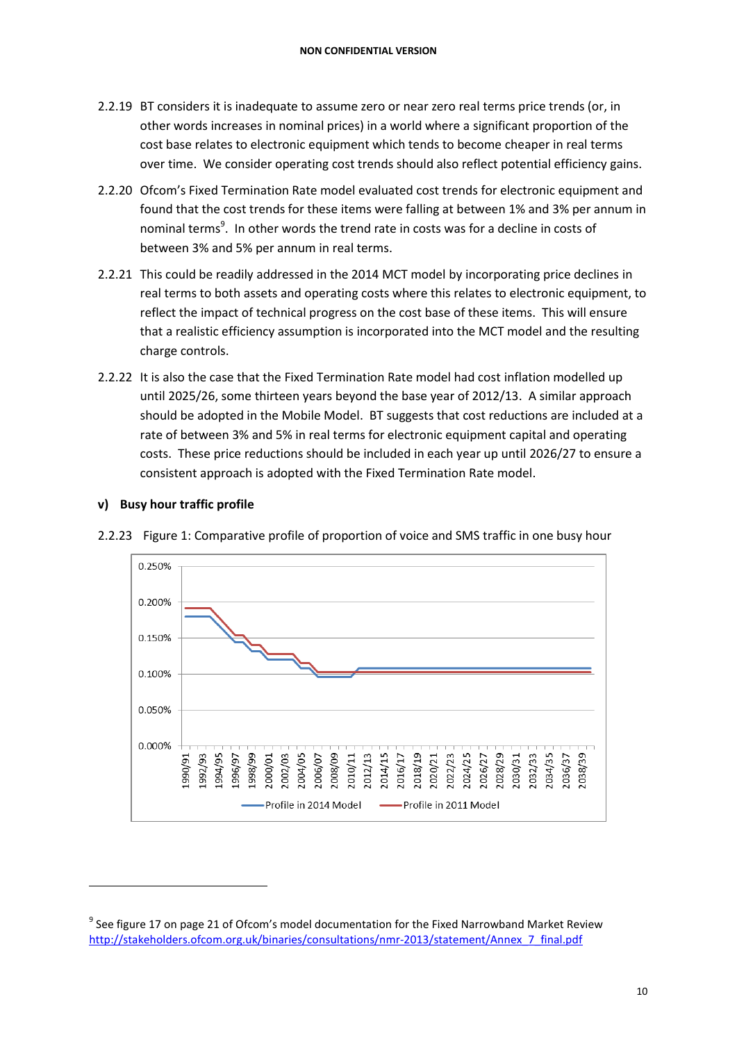2.2.19 BT considers it is inadequate to assume zero or near zero real terms price trends (or, in other words increases in nominal prices) in a world where a significant proportion of the cost base relates to electronic equipment which tends to become cheaper in real terms over time. We consider operating cost trends should also reflect potential efficiency gains.

2.2.20 Ofcom's Fixed Termination Rate model evaluated cost trends for electronic equipment and found that the cost trends for these items were falling at between 1% and 3% per annum in nominal terms[9]. In other words the trend rate in costs was for a decline in costs of between 3% and 5% per annum in real terms.

2.2.21 This could be readily addressed in the 2014 MCT model by incorporating price declines in real terms to both assets and operating costs where this relates to electronic equipment, to reflect the impact of technical progress on the cost base of these items. This will ensure that a realistic efficiency assumption is incorporated into the MCT model and the resulting charge controls.

2.2.22 It is also the case that the Fixed Termination Rate model had cost inflation modelled up until 2025/26, some thirteen years beyond the base year of 2012/13. A similar approach should be adopted in the Mobile Model. BT suggests that cost reductions are included at a rate of between 3% and 5% in real terms for electronic equipment capital and operating costs. These price reductions should be included in each year up until 2026/27 to ensure a consistent approach is adopted with the Fixed Termination Rate model.

**v) Busy hour traffic profile**

2.2.23 Figure 1: Comparative profile of proportion of voice and SMS traffic in one busy hour

[9] See figure 17 on page 21 of Ofcom's model documentation for the Fixed Narrowband Market Review http://stakeholders.ofcom.org.uk/binaries/consultations/nmr-2013/statement/Annex_7_final.pdf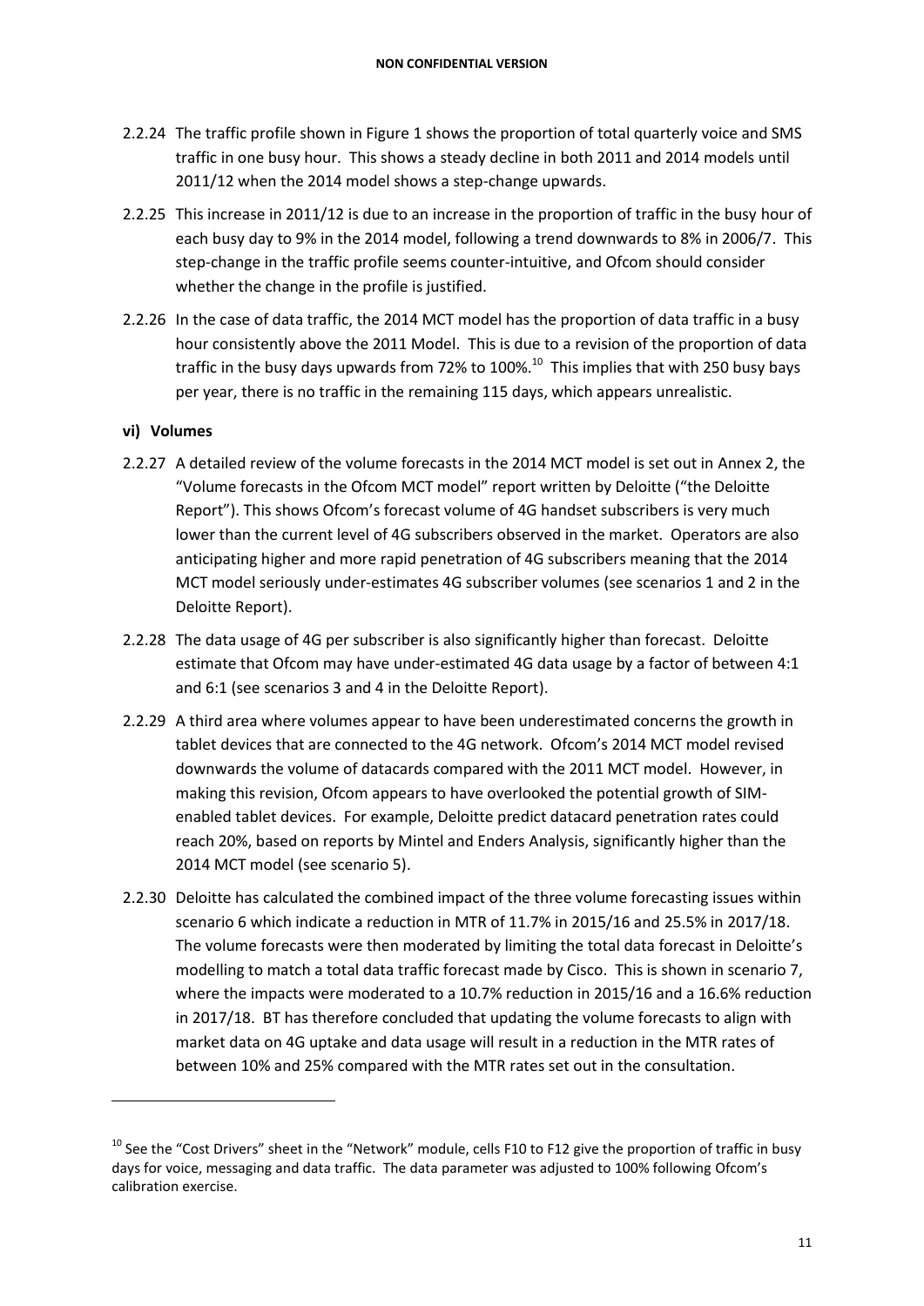2.2.24 The traffic profile shown in Figure 1 shows the proportion of total quarterly voice and SMS traffic in one busy hour. This shows a steady decline in both 2011 and 2014 models until 2011/12 when the 2014 model shows a step-change upwards.

2.2.25 This increase in 2011/12 is due to an increase in the proportion of traffic in the busy hour of each busy day to 9% in the 2014 model, following a trend downwards to 8% in 2006/7. This step-change in the traffic profile seems counter-intuitive, and Ofcom should consider whether the change in the profile is justified.

2.2.26 In the case of data traffic, the 2014 MCT model has the proportion of data traffic in a busy hour consistently above the 2011 Model. This is due to a revision of the proportion of data traffic in the busy days upwards from 72% to 100%.[10] This implies that with 250 busy bays per year, there is no traffic in the remaining 115 days, which appears unrealistic.

**vi) Volumes**

2.2.27 A detailed review of the volume forecasts in the 2014 MCT model is set out in Annex 2, the "Volume forecasts in the Ofcom MCT model" report written by Deloitte ("the Deloitte Report"). This shows Ofcom's forecast volume of 4G handset subscribers is very much lower than the current level of 4G subscribers observed in the market. Operators are also anticipating higher and more rapid penetration of 4G subscribers meaning that the 2014 MCT model seriously under-estimates 4G subscriber volumes (see scenarios 1 and 2 in the Deloitte Report).

2.2.28 The data usage of 4G per subscriber is also significantly higher than forecast. Deloitte estimate that Ofcom may have under-estimated 4G data usage by a factor of between 4:1 and 6:1 (see scenarios 3 and 4 in the Deloitte Report).

2.2.29 A third area where volumes appear to have been underestimated concerns the growth in tablet devices that are connected to the 4G network. Ofcom's 2014 MCT model revised downwards the volume of datacards compared with the 2011 MCT model. However, in making this revision, Ofcom appears to have overlooked the potential growth of SIM-enabled tablet devices. For example, Deloitte predict datacard penetration rates could reach 20%, based on reports by Mintel and Enders Analysis, significantly higher than the 2014 MCT model (see scenario 5).

2.2.30 Deloitte has calculated the combined impact of the three volume forecasting issues within scenario 6 which indicate a reduction in MTR of 11.7% in 2015/16 and 25.5% in 2017/18. The volume forecasts were then moderated by limiting the total data forecast in Deloitte's modelling to match a total data traffic forecast made by Cisco. This is shown in scenario 7, where the impacts were moderated to a 10.7% reduction in 2015/16 and a 16.6% reduction in 2017/18. BT has therefore concluded that updating the volume forecasts to align with market data on 4G uptake and data usage will result in a reduction in the MTR rates of between 10% and 25% compared with the MTR rates set out in the consultation.

---

[10] See the "Cost Drivers" sheet in the "Network" module, cells F10 to F12 give the proportion of traffic in busy days for voice, messaging and data traffic. The data parameter was adjusted to 100% following Ofcom's calibration exercise.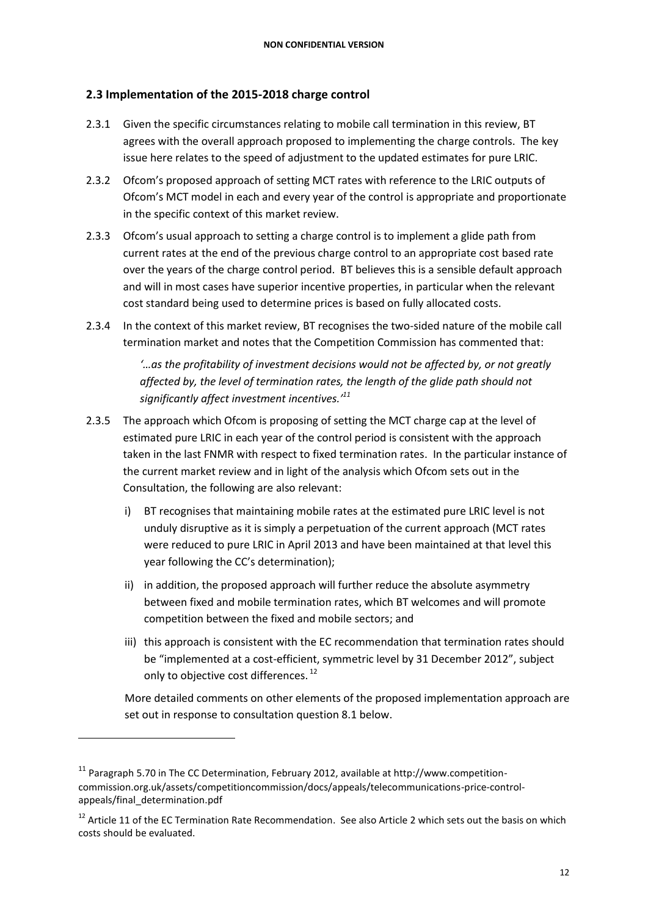## 2.3 Implementation of the 2015-2018 charge control

2.3.1 Given the specific circumstances relating to mobile call termination in this review, BT agrees with the overall approach proposed to implementing the charge controls. The key issue here relates to the speed of adjustment to the updated estimates for pure LRIC.

2.3.2 Ofcom's proposed approach of setting MCT rates with reference to the LRIC outputs of Ofcom's MCT model in each and every year of the control is appropriate and proportionate in the specific context of this market review.

2.3.3 Ofcom's usual approach to setting a charge control is to implement a glide path from current rates at the end of the previous charge control to an appropriate cost based rate over the years of the charge control period. BT believes this is a sensible default approach and will in most cases have superior incentive properties, in particular when the relevant cost standard being used to determine prices is based on fully allocated costs.

2.3.4 In the context of this market review, BT recognises the two-sided nature of the mobile call termination market and notes that the Competition Commission has commented that:

> *'…as the profitability of investment decisions would not be affected by, or not greatly affected by, the level of termination rates, the length of the glide path should not significantly affect investment incentives.'*[11]

2.3.5 The approach which Ofcom is proposing of setting the MCT charge cap at the level of estimated pure LRIC in each year of the control period is consistent with the approach taken in the last FNMR with respect to fixed termination rates. In the particular instance of the current market review and in light of the analysis which Ofcom sets out in the Consultation, the following are also relevant:

i) BT recognises that maintaining mobile rates at the estimated pure LRIC level is not unduly disruptive as it is simply a perpetuation of the current approach (MCT rates were reduced to pure LRIC in April 2013 and have been maintained at that level this year following the CC's determination);

ii) in addition, the proposed approach will further reduce the absolute asymmetry between fixed and mobile termination rates, which BT welcomes and will promote competition between the fixed and mobile sectors; and

iii) this approach is consistent with the EC recommendation that termination rates should be "implemented at a cost-efficient, symmetric level by 31 December 2012", subject only to objective cost differences.[12]

More detailed comments on other elements of the proposed implementation approach are set out in response to consultation question 8.1 below.

---

[11] Paragraph 5.70 in The CC Determination, February 2012, available at http://www.competition-commission.org.uk/assets/competitioncommission/docs/appeals/telecommunications-price-control-appeals/final_determination.pdf

[12] Article 11 of the EC Termination Rate Recommendation. See also Article 2 which sets out the basis on which costs should be evaluated.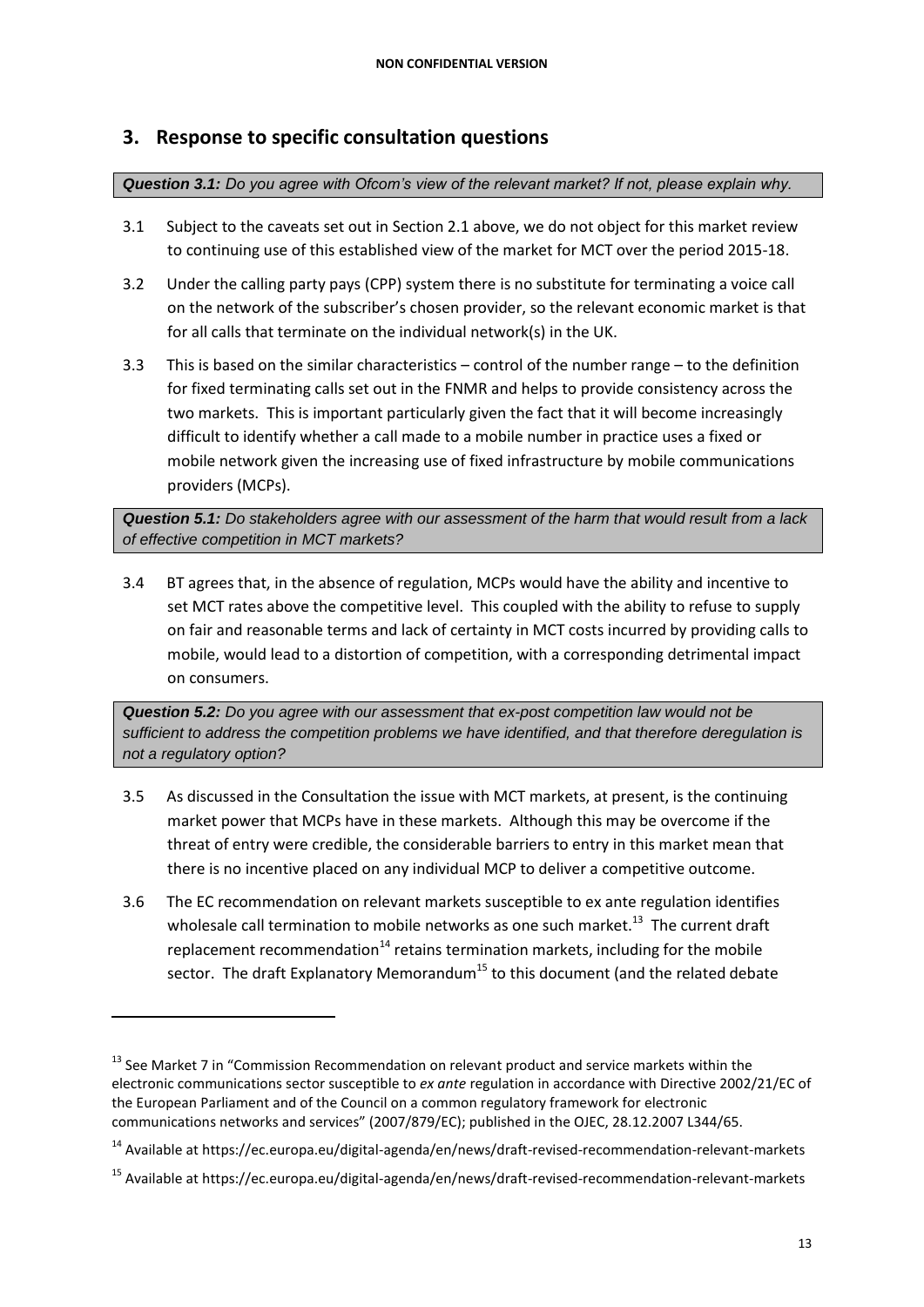## 3. Response to specific consultation questions

***Question 3.1:** Do you agree with Ofcom's view of the relevant market? If not, please explain why.*

3.1 Subject to the caveats set out in Section 2.1 above, we do not object for this market review to continuing use of this established view of the market for MCT over the period 2015-18.

3.2 Under the calling party pays (CPP) system there is no substitute for terminating a voice call on the network of the subscriber's chosen provider, so the relevant economic market is that for all calls that terminate on the individual network(s) in the UK.

3.3 This is based on the similar characteristics – control of the number range – to the definition for fixed terminating calls set out in the FNMR and helps to provide consistency across the two markets. This is important particularly given the fact that it will become increasingly difficult to identify whether a call made to a mobile number in practice uses a fixed or mobile network given the increasing use of fixed infrastructure by mobile communications providers (MCPs).

***Question 5.1:** Do stakeholders agree with our assessment of the harm that would result from a lack of effective competition in MCT markets?*

3.4 BT agrees that, in the absence of regulation, MCPs would have the ability and incentive to set MCT rates above the competitive level. This coupled with the ability to refuse to supply on fair and reasonable terms and lack of certainty in MCT costs incurred by providing calls to mobile, would lead to a distortion of competition, with a corresponding detrimental impact on consumers.

***Question 5.2:** Do you agree with our assessment that ex-post competition law would not be sufficient to address the competition problems we have identified, and that therefore deregulation is not a regulatory option?*

3.5 As discussed in the Consultation the issue with MCT markets, at present, is the continuing market power that MCPs have in these markets. Although this may be overcome if the threat of entry were credible, the considerable barriers to entry in this market mean that there is no incentive placed on any individual MCP to deliver a competitive outcome.

3.6 The EC recommendation on relevant markets susceptible to ex ante regulation identifies wholesale call termination to mobile networks as one such market.[13] The current draft replacement recommendation[14] retains termination markets, including for the mobile sector. The draft Explanatory Memorandum[15] to this document (and the related debate

---

[13] See Market 7 in "Commission Recommendation on relevant product and service markets within the electronic communications sector susceptible to *ex ante* regulation in accordance with Directive 2002/21/EC of the European Parliament and of the Council on a common regulatory framework for electronic communications networks and services" (2007/879/EC); published in the OJEC, 28.12.2007 L344/65.

[14] Available at https://ec.europa.eu/digital-agenda/en/news/draft-revised-recommendation-relevant-markets

[15] Available at https://ec.europa.eu/digital-agenda/en/news/draft-revised-recommendation-relevant-markets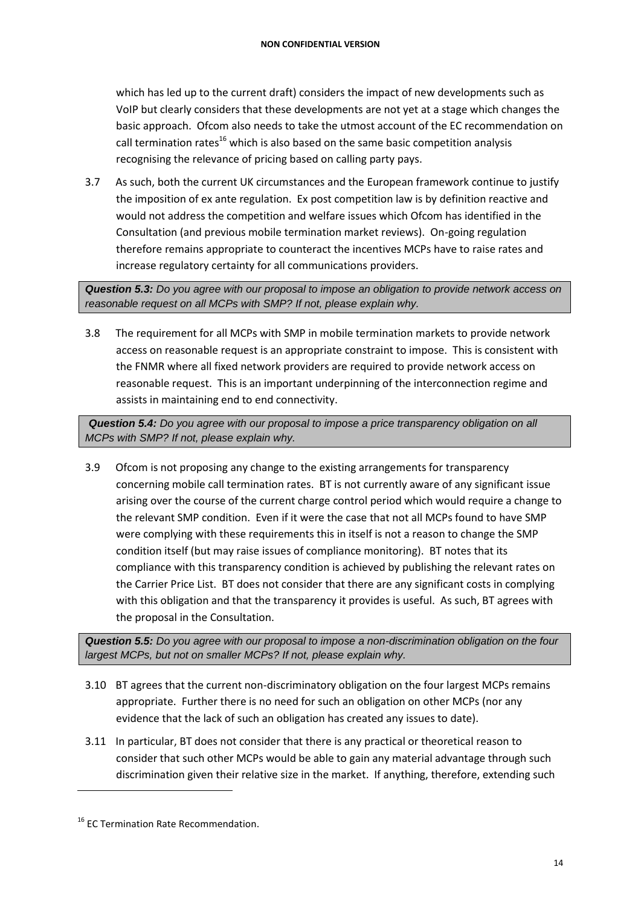which has led up to the current draft) considers the impact of new developments such as VoIP but clearly considers that these developments are not yet at a stage which changes the basic approach. Ofcom also needs to take the utmost account of the EC recommendation on call termination rates[16] which is also based on the same basic competition analysis recognising the relevance of pricing based on calling party pays.

3.7 As such, both the current UK circumstances and the European framework continue to justify the imposition of ex ante regulation. Ex post competition law is by definition reactive and would not address the competition and welfare issues which Ofcom has identified in the Consultation (and previous mobile termination market reviews). On-going regulation therefore remains appropriate to counteract the incentives MCPs have to raise rates and increase regulatory certainty for all communications providers.

***Question 5.3:*** *Do you agree with our proposal to impose an obligation to provide network access on reasonable request on all MCPs with SMP? If not, please explain why.*

3.8 The requirement for all MCPs with SMP in mobile termination markets to provide network access on reasonable request is an appropriate constraint to impose. This is consistent with the FNMR where all fixed network providers are required to provide network access on reasonable request. This is an important underpinning of the interconnection regime and assists in maintaining end to end connectivity.

***Question 5.4:*** *Do you agree with our proposal to impose a price transparency obligation on all MCPs with SMP? If not, please explain why.*

3.9 Ofcom is not proposing any change to the existing arrangements for transparency concerning mobile call termination rates. BT is not currently aware of any significant issue arising over the course of the current charge control period which would require a change to the relevant SMP condition. Even if it were the case that not all MCPs found to have SMP were complying with these requirements this in itself is not a reason to change the SMP condition itself (but may raise issues of compliance monitoring). BT notes that its compliance with this transparency condition is achieved by publishing the relevant rates on the Carrier Price List. BT does not consider that there are any significant costs in complying with this obligation and that the transparency it provides is useful. As such, BT agrees with the proposal in the Consultation.

***Question 5.5:*** *Do you agree with our proposal to impose a non-discrimination obligation on the four largest MCPs, but not on smaller MCPs? If not, please explain why.*

3.10 BT agrees that the current non-discriminatory obligation on the four largest MCPs remains appropriate. Further there is no need for such an obligation on other MCPs (nor any evidence that the lack of such an obligation has created any issues to date).

3.11 In particular, BT does not consider that there is any practical or theoretical reason to consider that such other MCPs would be able to gain any material advantage through such discrimination given their relative size in the market. If anything, therefore, extending such

[16] EC Termination Rate Recommendation.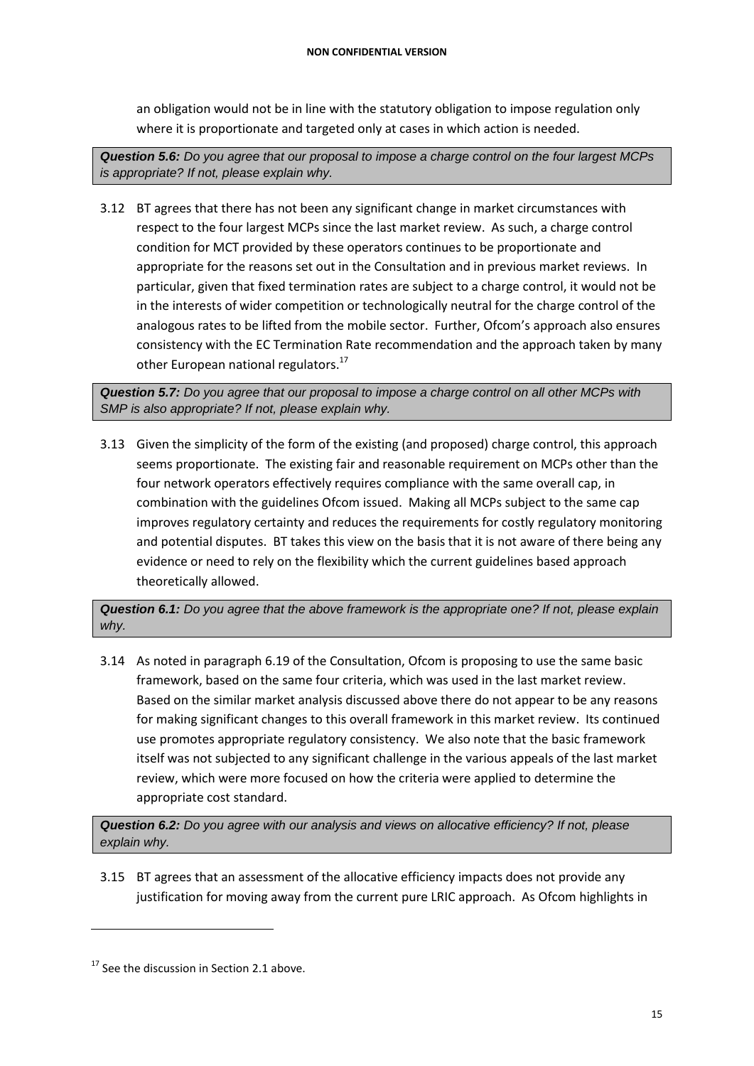an obligation would not be in line with the statutory obligation to impose regulation only where it is proportionate and targeted only at cases in which action is needed.

***Question 5.6:** Do you agree that our proposal to impose a charge control on the four largest MCPs is appropriate? If not, please explain why.*

3.12 BT agrees that there has not been any significant change in market circumstances with respect to the four largest MCPs since the last market review. As such, a charge control condition for MCT provided by these operators continues to be proportionate and appropriate for the reasons set out in the Consultation and in previous market reviews. In particular, given that fixed termination rates are subject to a charge control, it would not be in the interests of wider competition or technologically neutral for the charge control of the analogous rates to be lifted from the mobile sector. Further, Ofcom's approach also ensures consistency with the EC Termination Rate recommendation and the approach taken by many other European national regulators.[17]

***Question 5.7:** Do you agree that our proposal to impose a charge control on all other MCPs with SMP is also appropriate? If not, please explain why.*

3.13 Given the simplicity of the form of the existing (and proposed) charge control, this approach seems proportionate. The existing fair and reasonable requirement on MCPs other than the four network operators effectively requires compliance with the same overall cap, in combination with the guidelines Ofcom issued. Making all MCPs subject to the same cap improves regulatory certainty and reduces the requirements for costly regulatory monitoring and potential disputes. BT takes this view on the basis that it is not aware of there being any evidence or need to rely on the flexibility which the current guidelines based approach theoretically allowed.

***Question 6.1:** Do you agree that the above framework is the appropriate one? If not, please explain why.*

3.14 As noted in paragraph 6.19 of the Consultation, Ofcom is proposing to use the same basic framework, based on the same four criteria, which was used in the last market review. Based on the similar market analysis discussed above there do not appear to be any reasons for making significant changes to this overall framework in this market review. Its continued use promotes appropriate regulatory consistency. We also note that the basic framework itself was not subjected to any significant challenge in the various appeals of the last market review, which were more focused on how the criteria were applied to determine the appropriate cost standard.

***Question 6.2:** Do you agree with our analysis and views on allocative efficiency? If not, please explain why.*

3.15 BT agrees that an assessment of the allocative efficiency impacts does not provide any justification for moving away from the current pure LRIC approach. As Ofcom highlights in

[17] See the discussion in Section 2.1 above.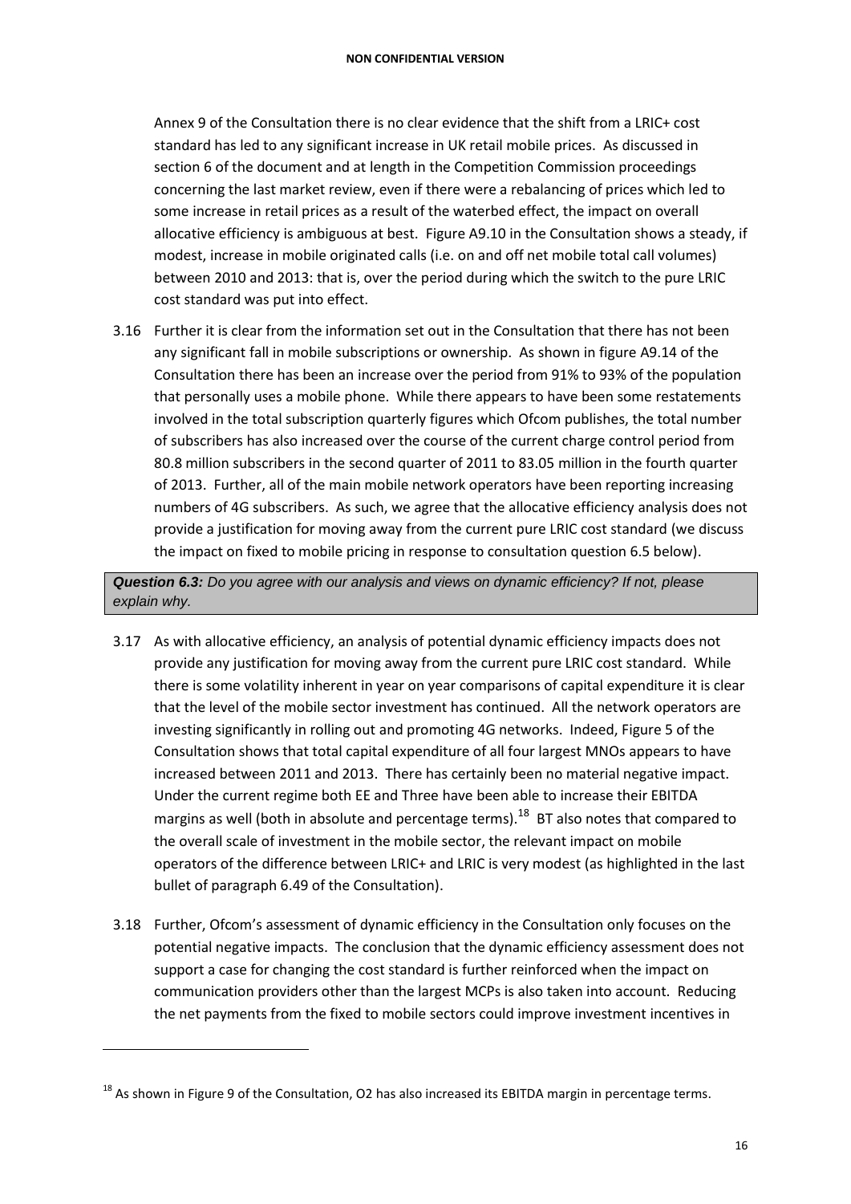Annex 9 of the Consultation there is no clear evidence that the shift from a LRIC+ cost standard has led to any significant increase in UK retail mobile prices. As discussed in section 6 of the document and at length in the Competition Commission proceedings concerning the last market review, even if there were a rebalancing of prices which led to some increase in retail prices as a result of the waterbed effect, the impact on overall allocative efficiency is ambiguous at best. Figure A9.10 in the Consultation shows a steady, if modest, increase in mobile originated calls (i.e. on and off net mobile total call volumes) between 2010 and 2013: that is, over the period during which the switch to the pure LRIC cost standard was put into effect.

3.16 Further it is clear from the information set out in the Consultation that there has not been any significant fall in mobile subscriptions or ownership. As shown in figure A9.14 of the Consultation there has been an increase over the period from 91% to 93% of the population that personally uses a mobile phone. While there appears to have been some restatements involved in the total subscription quarterly figures which Ofcom publishes, the total number of subscribers has also increased over the course of the current charge control period from 80.8 million subscribers in the second quarter of 2011 to 83.05 million in the fourth quarter of 2013. Further, all of the main mobile network operators have been reporting increasing numbers of 4G subscribers. As such, we agree that the allocative efficiency analysis does not provide a justification for moving away from the current pure LRIC cost standard (we discuss the impact on fixed to mobile pricing in response to consultation question 6.5 below).

***Question 6.3:*** *Do you agree with our analysis and views on dynamic efficiency? If not, please explain why.*

3.17 As with allocative efficiency, an analysis of potential dynamic efficiency impacts does not provide any justification for moving away from the current pure LRIC cost standard. While there is some volatility inherent in year on year comparisons of capital expenditure it is clear that the level of the mobile sector investment has continued. All the network operators are investing significantly in rolling out and promoting 4G networks. Indeed, Figure 5 of the Consultation shows that total capital expenditure of all four largest MNOs appears to have increased between 2011 and 2013. There has certainly been no material negative impact. Under the current regime both EE and Three have been able to increase their EBITDA margins as well (both in absolute and percentage terms).[18] BT also notes that compared to the overall scale of investment in the mobile sector, the relevant impact on mobile operators of the difference between LRIC+ and LRIC is very modest (as highlighted in the last bullet of paragraph 6.49 of the Consultation).

3.18 Further, Ofcom's assessment of dynamic efficiency in the Consultation only focuses on the potential negative impacts. The conclusion that the dynamic efficiency assessment does not support a case for changing the cost standard is further reinforced when the impact on communication providers other than the largest MCPs is also taken into account. Reducing the net payments from the fixed to mobile sectors could improve investment incentives in

[18] As shown in Figure 9 of the Consultation, O2 has also increased its EBITDA margin in percentage terms.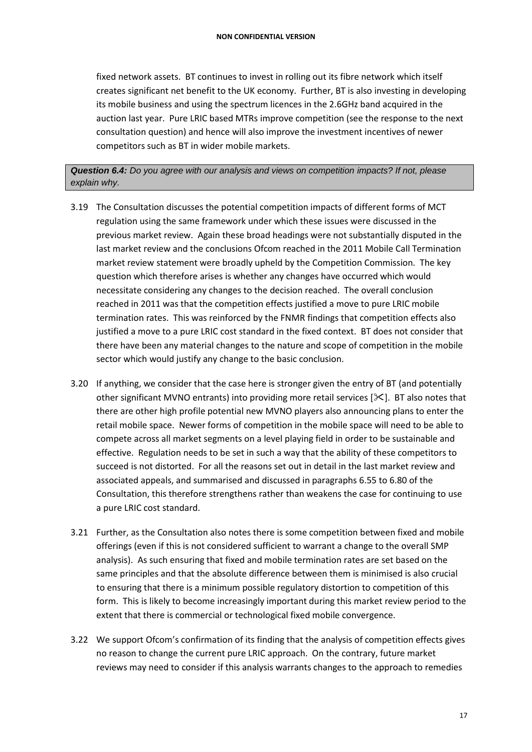fixed network assets. BT continues to invest in rolling out its fibre network which itself creates significant net benefit to the UK economy. Further, BT is also investing in developing its mobile business and using the spectrum licences in the 2.6GHz band acquired in the auction last year. Pure LRIC based MTRs improve competition (see the response to the next consultation question) and hence will also improve the investment incentives of newer competitors such as BT in wider mobile markets.

***Question 6.4:*** *Do you agree with our analysis and views on competition impacts? If not, please explain why.*

3.19 The Consultation discusses the potential competition impacts of different forms of MCT regulation using the same framework under which these issues were discussed in the previous market review. Again these broad headings were not substantially disputed in the last market review and the conclusions Ofcom reached in the 2011 Mobile Call Termination market review statement were broadly upheld by the Competition Commission. The key question which therefore arises is whether any changes have occurred which would necessitate considering any changes to the decision reached. The overall conclusion reached in 2011 was that the competition effects justified a move to pure LRIC mobile termination rates. This was reinforced by the FNMR findings that competition effects also justified a move to a pure LRIC cost standard in the fixed context. BT does not consider that there have been any material changes to the nature and scope of competition in the mobile sector which would justify any change to the basic conclusion.

3.20 If anything, we consider that the case here is stronger given the entry of BT (and potentially other significant MVNO entrants) into providing more retail services [✂]. BT also notes that there are other high profile potential new MVNO players also announcing plans to enter the retail mobile space. Newer forms of competition in the mobile space will need to be able to compete across all market segments on a level playing field in order to be sustainable and effective. Regulation needs to be set in such a way that the ability of these competitors to succeed is not distorted. For all the reasons set out in detail in the last market review and associated appeals, and summarised and discussed in paragraphs 6.55 to 6.80 of the Consultation, this therefore strengthens rather than weakens the case for continuing to use a pure LRIC cost standard.

3.21 Further, as the Consultation also notes there is some competition between fixed and mobile offerings (even if this is not considered sufficient to warrant a change to the overall SMP analysis). As such ensuring that fixed and mobile termination rates are set based on the same principles and that the absolute difference between them is minimised is also crucial to ensuring that there is a minimum possible regulatory distortion to competition of this form. This is likely to become increasingly important during this market review period to the extent that there is commercial or technological fixed mobile convergence.

3.22 We support Ofcom's confirmation of its finding that the analysis of competition effects gives no reason to change the current pure LRIC approach. On the contrary, future market reviews may need to consider if this analysis warrants changes to the approach to remedies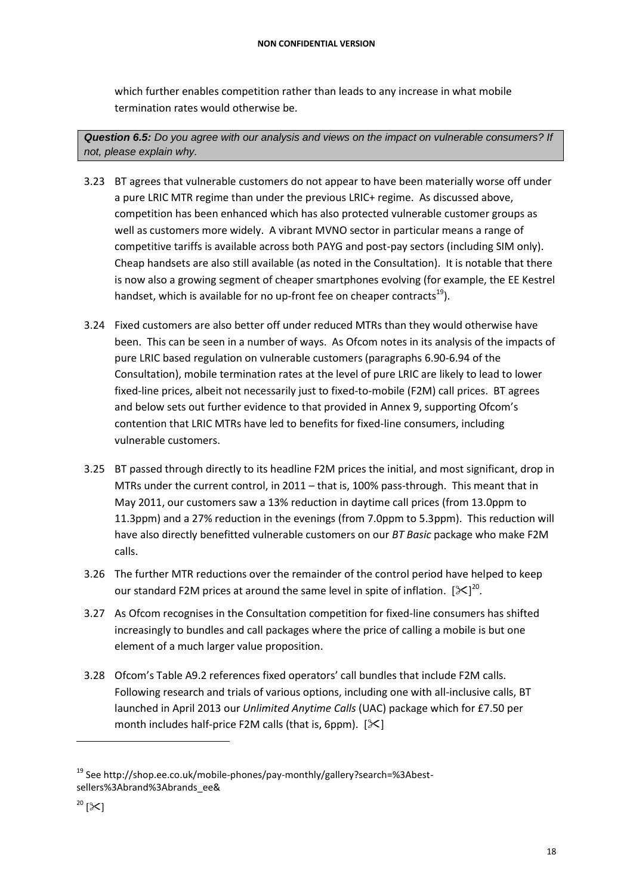which further enables competition rather than leads to any increase in what mobile termination rates would otherwise be.

***Question 6.5:*** *Do you agree with our analysis and views on the impact on vulnerable consumers? If not, please explain why.*

3.23 BT agrees that vulnerable customers do not appear to have been materially worse off under a pure LRIC MTR regime than under the previous LRIC+ regime. As discussed above, competition has been enhanced which has also protected vulnerable customer groups as well as customers more widely. A vibrant MVNO sector in particular means a range of competitive tariffs is available across both PAYG and post-pay sectors (including SIM only). Cheap handsets are also still available (as noted in the Consultation). It is notable that there is now also a growing segment of cheaper smartphones evolving (for example, the EE Kestrel handset, which is available for no up-front fee on cheaper contracts[19]).

3.24 Fixed customers are also better off under reduced MTRs than they would otherwise have been. This can be seen in a number of ways. As Ofcom notes in its analysis of the impacts of pure LRIC based regulation on vulnerable customers (paragraphs 6.90-6.94 of the Consultation), mobile termination rates at the level of pure LRIC are likely to lead to lower fixed-line prices, albeit not necessarily just to fixed-to-mobile (F2M) call prices. BT agrees and below sets out further evidence to that provided in Annex 9, supporting Ofcom's contention that LRIC MTRs have led to benefits for fixed-line consumers, including vulnerable customers.

3.25 BT passed through directly to its headline F2M prices the initial, and most significant, drop in MTRs under the current control, in 2011 – that is, 100% pass-through. This meant that in May 2011, our customers saw a 13% reduction in daytime call prices (from 13.0ppm to 11.3ppm) and a 27% reduction in the evenings (from 7.0ppm to 5.3ppm). This reduction will have also directly benefitted vulnerable customers on our *BT Basic* package who make F2M calls.

3.26 The further MTR reductions over the remainder of the control period have helped to keep our standard F2M prices at around the same level in spite of inflation. [✂][20].

3.27 As Ofcom recognises in the Consultation competition for fixed-line consumers has shifted increasingly to bundles and call packages where the price of calling a mobile is but one element of a much larger value proposition.

3.28 Ofcom's Table A9.2 references fixed operators' call bundles that include F2M calls. Following research and trials of various options, including one with all-inclusive calls, BT launched in April 2013 our *Unlimited Anytime Calls* (UAC) package which for £7.50 per month includes half-price F2M calls (that is, 6ppm). [✂]

---

[19] See http://shop.ee.co.uk/mobile-phones/pay-monthly/gallery?search=%3Abest-sellers%3Abrand%3Abrands_ee&

[20] [✂]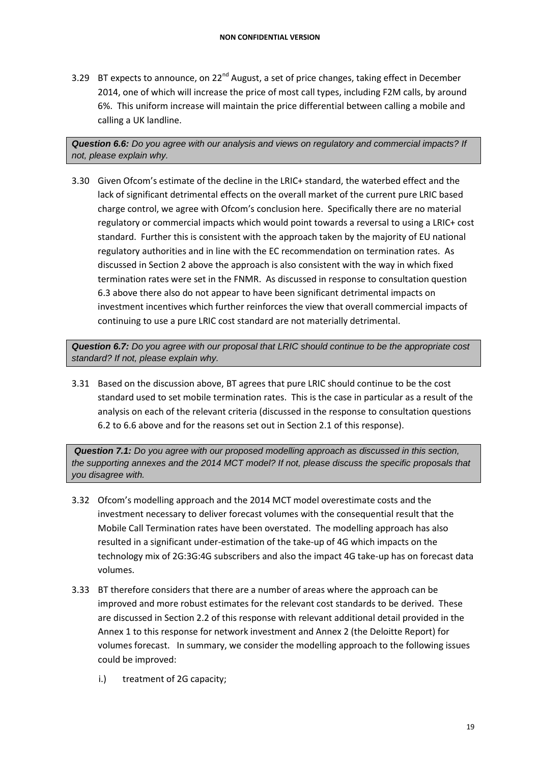3.29 BT expects to announce, on 22nd August, a set of price changes, taking effect in December 2014, one of which will increase the price of most call types, including F2M calls, by around 6%. This uniform increase will maintain the price differential between calling a mobile and calling a UK landline.

> ***Question 6.6:*** *Do you agree with our analysis and views on regulatory and commercial impacts? If not, please explain why.*

3.30 Given Ofcom's estimate of the decline in the LRIC+ standard, the waterbed effect and the lack of significant detrimental effects on the overall market of the current pure LRIC based charge control, we agree with Ofcom's conclusion here. Specifically there are no material regulatory or commercial impacts which would point towards a reversal to using a LRIC+ cost standard. Further this is consistent with the approach taken by the majority of EU national regulatory authorities and in line with the EC recommendation on termination rates. As discussed in Section 2 above the approach is also consistent with the way in which fixed termination rates were set in the FNMR. As discussed in response to consultation question 6.3 above there also do not appear to have been significant detrimental impacts on investment incentives which further reinforces the view that overall commercial impacts of continuing to use a pure LRIC cost standard are not materially detrimental.

> ***Question 6.7:*** *Do you agree with our proposal that LRIC should continue to be the appropriate cost standard? If not, please explain why.*

3.31 Based on the discussion above, BT agrees that pure LRIC should continue to be the cost standard used to set mobile termination rates. This is the case in particular as a result of the analysis on each of the relevant criteria (discussed in the response to consultation questions 6.2 to 6.6 above and for the reasons set out in Section 2.1 of this response).

> ***Question 7.1:*** *Do you agree with our proposed modelling approach as discussed in this section, the supporting annexes and the 2014 MCT model? If not, please discuss the specific proposals that you disagree with.*

3.32 Ofcom's modelling approach and the 2014 MCT model overestimate costs and the investment necessary to deliver forecast volumes with the consequential result that the Mobile Call Termination rates have been overstated. The modelling approach has also resulted in a significant under-estimation of the take-up of 4G which impacts on the technology mix of 2G:3G:4G subscribers and also the impact 4G take-up has on forecast data volumes.

3.33 BT therefore considers that there are a number of areas where the approach can be improved and more robust estimates for the relevant cost standards to be derived. These are discussed in Section 2.2 of this response with relevant additional detail provided in the Annex 1 to this response for network investment and Annex 2 (the Deloitte Report) for volumes forecast. In summary, we consider the modelling approach to the following issues could be improved:

i.) treatment of 2G capacity;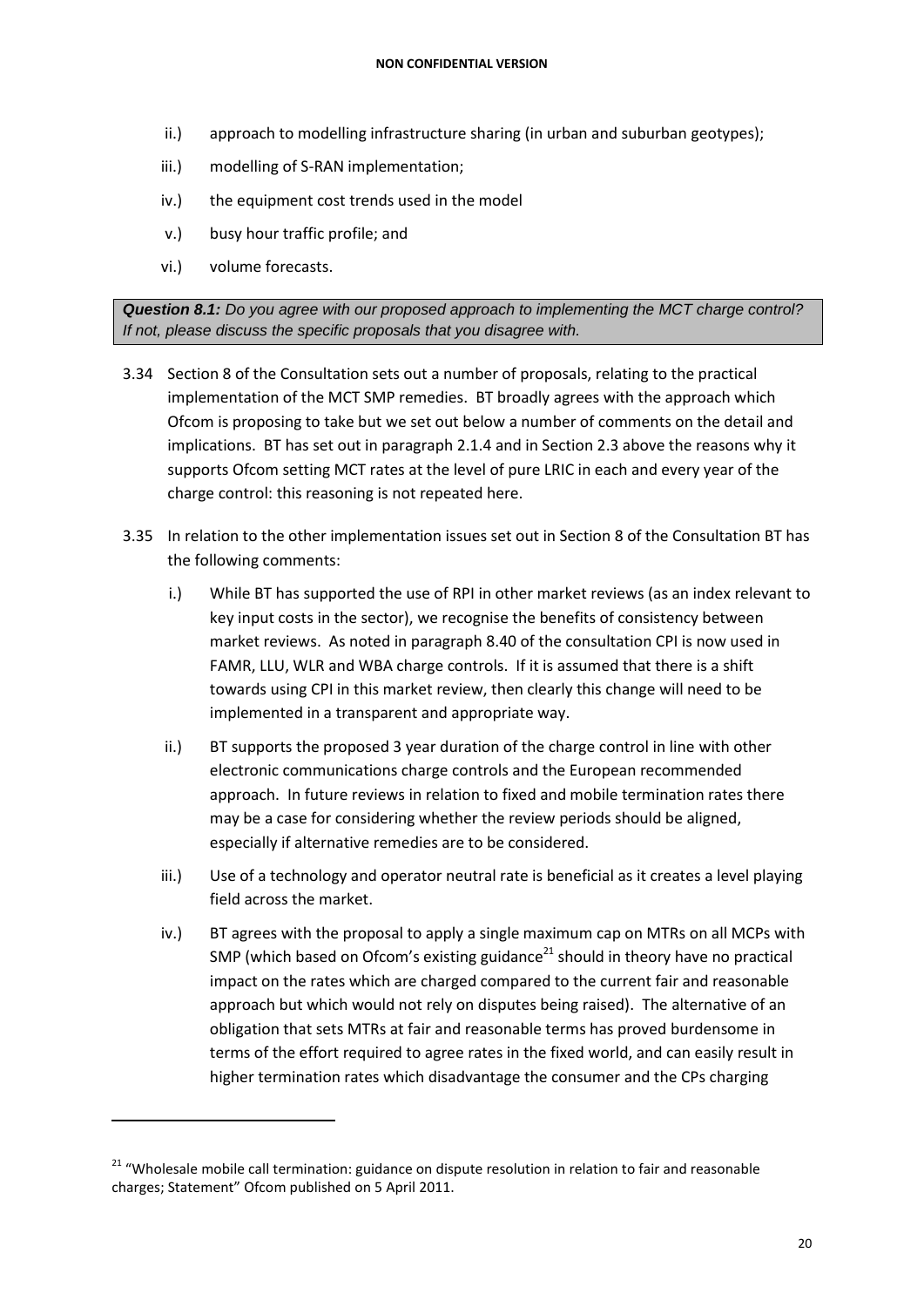ii.) approach to modelling infrastructure sharing (in urban and suburban geotypes);

iii.) modelling of S-RAN implementation;

iv.) the equipment cost trends used in the model

v.) busy hour traffic profile; and

vi.) volume forecasts.

> ***Question 8.1:*** *Do you agree with our proposed approach to implementing the MCT charge control? If not, please discuss the specific proposals that you disagree with.*

3.34 Section 8 of the Consultation sets out a number of proposals, relating to the practical implementation of the MCT SMP remedies. BT broadly agrees with the approach which Ofcom is proposing to take but we set out below a number of comments on the detail and implications. BT has set out in paragraph 2.1.4 and in Section 2.3 above the reasons why it supports Ofcom setting MCT rates at the level of pure LRIC in each and every year of the charge control: this reasoning is not repeated here.

3.35 In relation to the other implementation issues set out in Section 8 of the Consultation BT has the following comments:

i.) While BT has supported the use of RPI in other market reviews (as an index relevant to key input costs in the sector), we recognise the benefits of consistency between market reviews. As noted in paragraph 8.40 of the consultation CPI is now used in FAMR, LLU, WLR and WBA charge controls. If it is assumed that there is a shift towards using CPI in this market review, then clearly this change will need to be implemented in a transparent and appropriate way.

ii.) BT supports the proposed 3 year duration of the charge control in line with other electronic communications charge controls and the European recommended approach. In future reviews in relation to fixed and mobile termination rates there may be a case for considering whether the review periods should be aligned, especially if alternative remedies are to be considered.

iii.) Use of a technology and operator neutral rate is beneficial as it creates a level playing field across the market.

iv.) BT agrees with the proposal to apply a single maximum cap on MTRs on all MCPs with SMP (which based on Ofcom's existing guidance[21] should in theory have no practical impact on the rates which are charged compared to the current fair and reasonable approach but which would not rely on disputes being raised). The alternative of an obligation that sets MTRs at fair and reasonable terms has proved burdensome in terms of the effort required to agree rates in the fixed world, and can easily result in higher termination rates which disadvantage the consumer and the CPs charging

[21] "Wholesale mobile call termination: guidance on dispute resolution in relation to fair and reasonable charges; Statement" Ofcom published on 5 April 2011.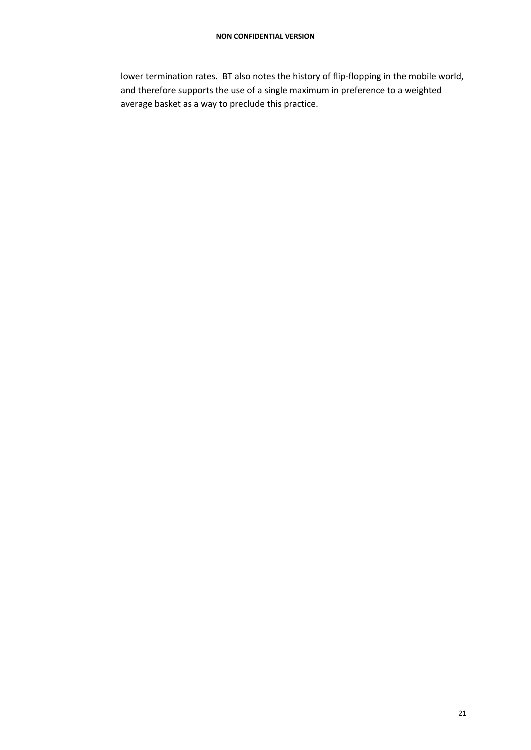lower termination rates. BT also notes the history of flip-flopping in the mobile world, and therefore supports the use of a single maximum in preference to a weighted average basket as a way to preclude this practice.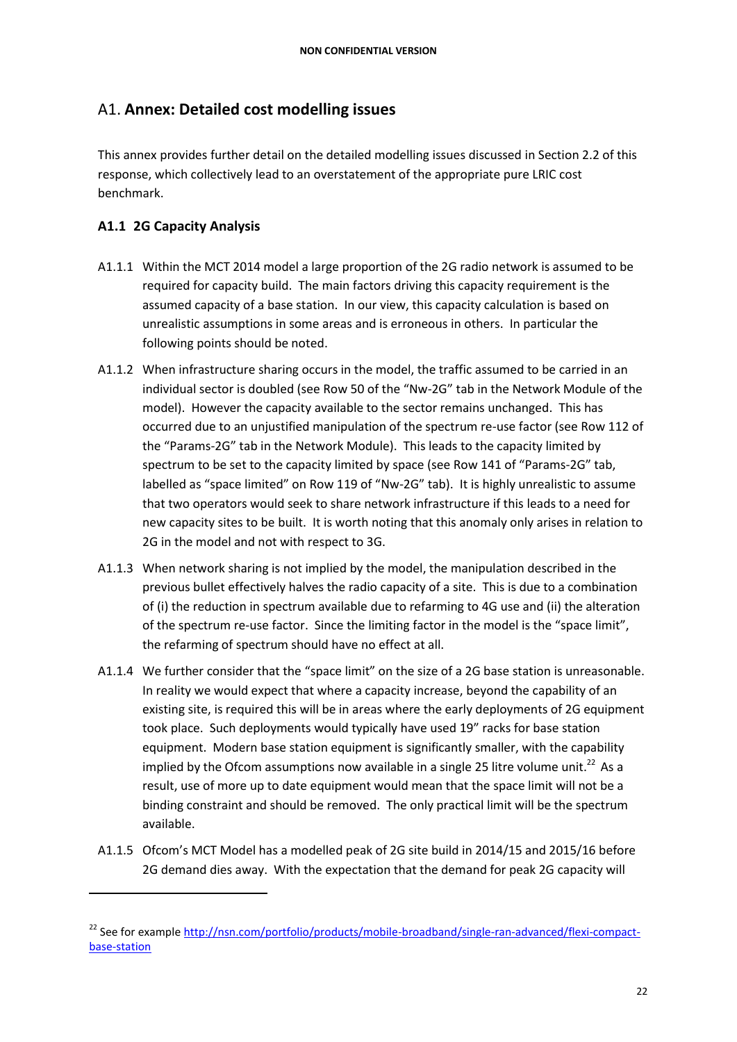# A1. **Annex: Detailed cost modelling issues**

This annex provides further detail on the detailed modelling issues discussed in Section 2.2 of this response, which collectively lead to an overstatement of the appropriate pure LRIC cost benchmark.

### A1.1 2G Capacity Analysis

A1.1.1 Within the MCT 2014 model a large proportion of the 2G radio network is assumed to be required for capacity build. The main factors driving this capacity requirement is the assumed capacity of a base station. In our view, this capacity calculation is based on unrealistic assumptions in some areas and is erroneous in others. In particular the following points should be noted.

A1.1.2 When infrastructure sharing occurs in the model, the traffic assumed to be carried in an individual sector is doubled (see Row 50 of the "Nw-2G" tab in the Network Module of the model). However the capacity available to the sector remains unchanged. This has occurred due to an unjustified manipulation of the spectrum re-use factor (see Row 112 of the "Params-2G" tab in the Network Module). This leads to the capacity limited by spectrum to be set to the capacity limited by space (see Row 141 of "Params-2G" tab, labelled as "space limited" on Row 119 of "Nw-2G" tab). It is highly unrealistic to assume that two operators would seek to share network infrastructure if this leads to a need for new capacity sites to be built. It is worth noting that this anomaly only arises in relation to 2G in the model and not with respect to 3G.

A1.1.3 When network sharing is not implied by the model, the manipulation described in the previous bullet effectively halves the radio capacity of a site. This is due to a combination of (i) the reduction in spectrum available due to refarming to 4G use and (ii) the alteration of the spectrum re-use factor. Since the limiting factor in the model is the "space limit", the refarming of spectrum should have no effect at all.

A1.1.4 We further consider that the "space limit" on the size of a 2G base station is unreasonable. In reality we would expect that where a capacity increase, beyond the capability of an existing site, is required this will be in areas where the early deployments of 2G equipment took place. Such deployments would typically have used 19" racks for base station equipment. Modern base station equipment is significantly smaller, with the capability implied by the Ofcom assumptions now available in a single 25 litre volume unit.[22] As a result, use of more up to date equipment would mean that the space limit will not be a binding constraint and should be removed. The only practical limit will be the spectrum available.

A1.1.5 Ofcom's MCT Model has a modelled peak of 2G site build in 2014/15 and 2015/16 before 2G demand dies away. With the expectation that the demand for peak 2G capacity will

---

[22] See for example http://nsn.com/portfolio/products/mobile-broadband/single-ran-advanced/flexi-compact-base-station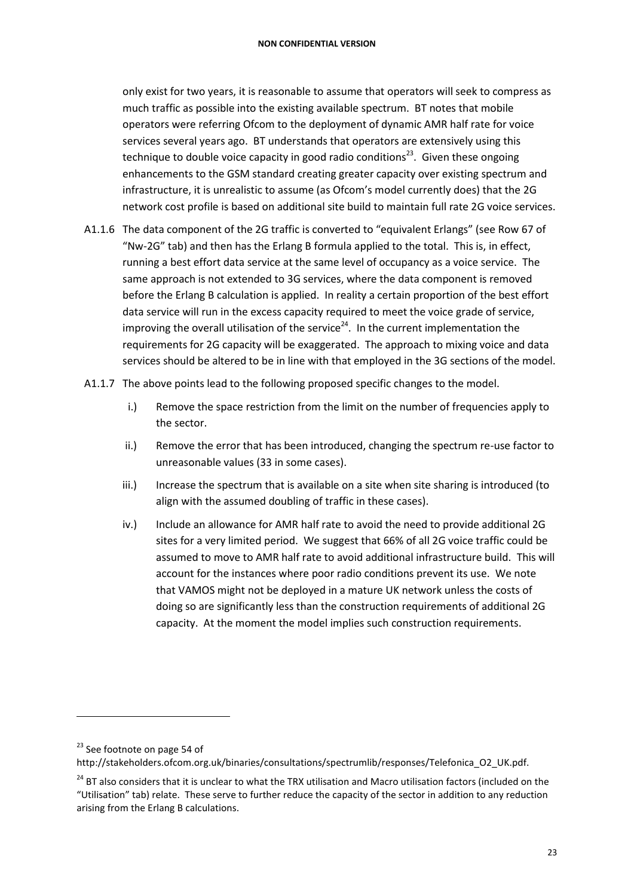only exist for two years, it is reasonable to assume that operators will seek to compress as much traffic as possible into the existing available spectrum. BT notes that mobile operators were referring Ofcom to the deployment of dynamic AMR half rate for voice services several years ago. BT understands that operators are extensively using this technique to double voice capacity in good radio conditions[23]. Given these ongoing enhancements to the GSM standard creating greater capacity over existing spectrum and infrastructure, it is unrealistic to assume (as Ofcom's model currently does) that the 2G network cost profile is based on additional site build to maintain full rate 2G voice services.

A1.1.6 The data component of the 2G traffic is converted to "equivalent Erlangs" (see Row 67 of "Nw-2G" tab) and then has the Erlang B formula applied to the total. This is, in effect, running a best effort data service at the same level of occupancy as a voice service. The same approach is not extended to 3G services, where the data component is removed before the Erlang B calculation is applied. In reality a certain proportion of the best effort data service will run in the excess capacity required to meet the voice grade of service, improving the overall utilisation of the service[24]. In the current implementation the requirements for 2G capacity will be exaggerated. The approach to mixing voice and data services should be altered to be in line with that employed in the 3G sections of the model.

A1.1.7 The above points lead to the following proposed specific changes to the model.

i.) Remove the space restriction from the limit on the number of frequencies apply to the sector.

ii.) Remove the error that has been introduced, changing the spectrum re-use factor to unreasonable values (33 in some cases).

iii.) Increase the spectrum that is available on a site when site sharing is introduced (to align with the assumed doubling of traffic in these cases).

iv.) Include an allowance for AMR half rate to avoid the need to provide additional 2G sites for a very limited period. We suggest that 66% of all 2G voice traffic could be assumed to move to AMR half rate to avoid additional infrastructure build. This will account for the instances where poor radio conditions prevent its use. We note that VAMOS might not be deployed in a mature UK network unless the costs of doing so are significantly less than the construction requirements of additional 2G capacity. At the moment the model implies such construction requirements.

---

[23] See footnote on page 54 of http://stakeholders.ofcom.org.uk/binaries/consultations/spectrumlib/responses/Telefonica_O2_UK.pdf.

[24] BT also considers that it is unclear to what the TRX utilisation and Macro utilisation factors (included on the "Utilisation" tab) relate. These serve to further reduce the capacity of the sector in addition to any reduction arising from the Erlang B calculations.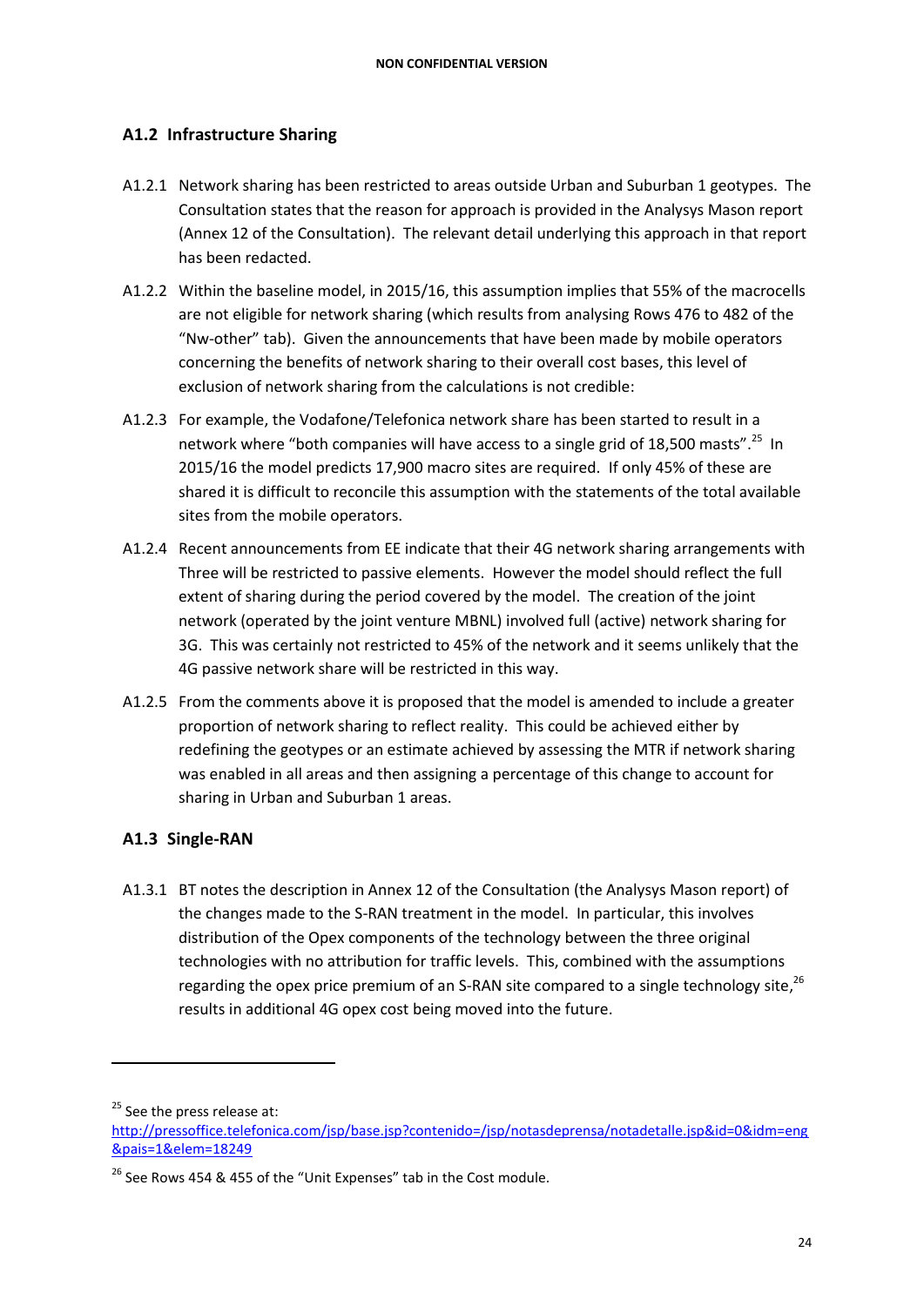## A1.2 Infrastructure Sharing

A1.2.1 Network sharing has been restricted to areas outside Urban and Suburban 1 geotypes. The Consultation states that the reason for approach is provided in the Analysys Mason report (Annex 12 of the Consultation). The relevant detail underlying this approach in that report has been redacted.

A1.2.2 Within the baseline model, in 2015/16, this assumption implies that 55% of the macrocells are not eligible for network sharing (which results from analysing Rows 476 to 482 of the "Nw-other" tab). Given the announcements that have been made by mobile operators concerning the benefits of network sharing to their overall cost bases, this level of exclusion of network sharing from the calculations is not credible:

A1.2.3 For example, the Vodafone/Telefonica network share has been started to result in a network where "both companies will have access to a single grid of 18,500 masts".[25] In 2015/16 the model predicts 17,900 macro sites are required. If only 45% of these are shared it is difficult to reconcile this assumption with the statements of the total available sites from the mobile operators.

A1.2.4 Recent announcements from EE indicate that their 4G network sharing arrangements with Three will be restricted to passive elements. However the model should reflect the full extent of sharing during the period covered by the model. The creation of the joint network (operated by the joint venture MBNL) involved full (active) network sharing for 3G. This was certainly not restricted to 45% of the network and it seems unlikely that the 4G passive network share will be restricted in this way.

A1.2.5 From the comments above it is proposed that the model is amended to include a greater proportion of network sharing to reflect reality. This could be achieved either by redefining the geotypes or an estimate achieved by assessing the MTR if network sharing was enabled in all areas and then assigning a percentage of this change to account for sharing in Urban and Suburban 1 areas.

## A1.3 Single-RAN

A1.3.1 BT notes the description in Annex 12 of the Consultation (the Analysys Mason report) of the changes made to the S-RAN treatment in the model. In particular, this involves distribution of the Opex components of the technology between the three original technologies with no attribution for traffic levels. This, combined with the assumptions regarding the opex price premium of an S-RAN site compared to a single technology site,[26] results in additional 4G opex cost being moved into the future.

---

[25] See the press release at: http://pressoffice.telefonica.com/jsp/base.jsp?contenido=/jsp/notasdeprensa/notadetalle.jsp&id=0&idm=eng&pais=1&elem=18249

[26] See Rows 454 & 455 of the "Unit Expenses" tab in the Cost module.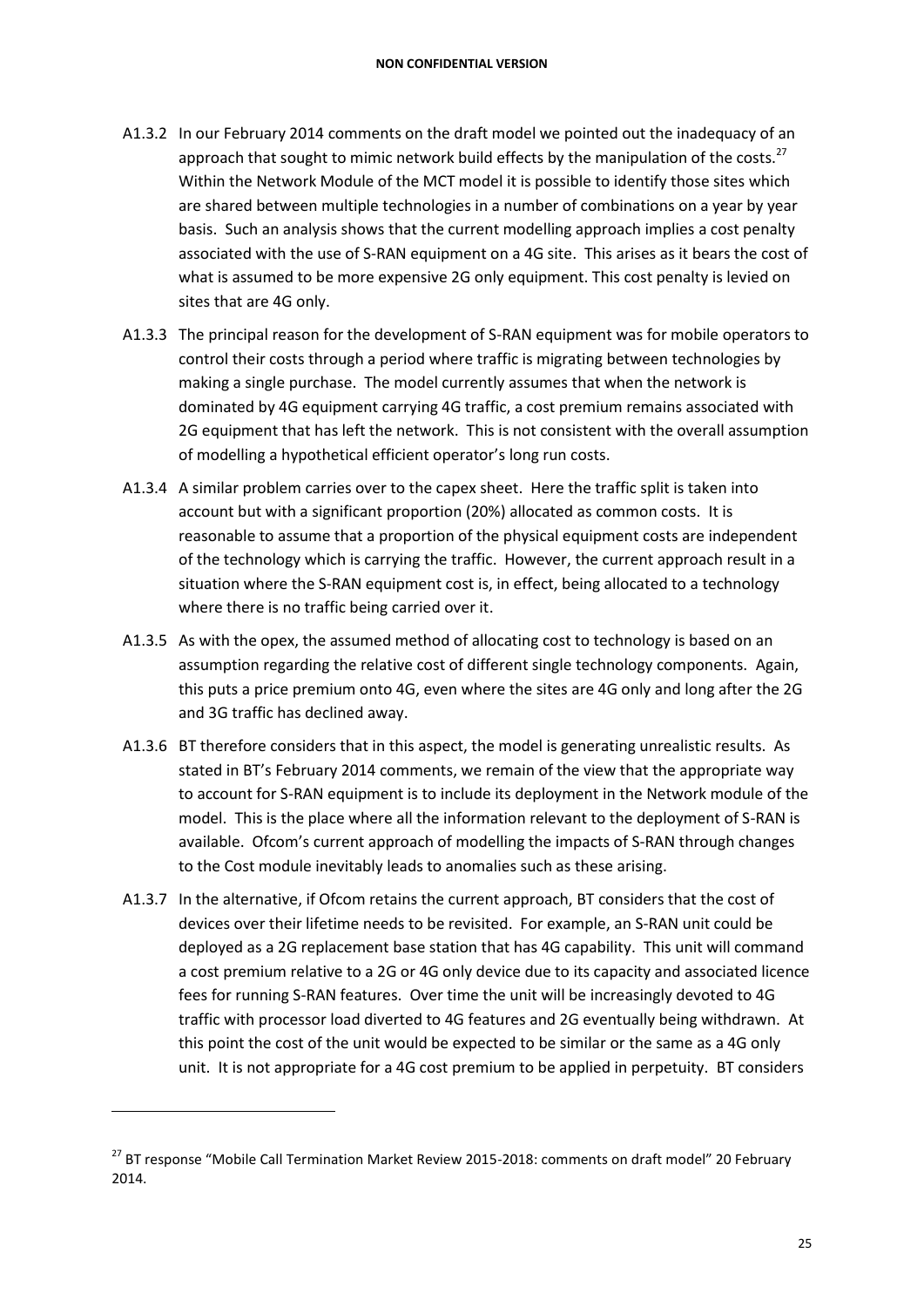A1.3.2 In our February 2014 comments on the draft model we pointed out the inadequacy of an approach that sought to mimic network build effects by the manipulation of the costs.[27] Within the Network Module of the MCT model it is possible to identify those sites which are shared between multiple technologies in a number of combinations on a year by year basis. Such an analysis shows that the current modelling approach implies a cost penalty associated with the use of S-RAN equipment on a 4G site. This arises as it bears the cost of what is assumed to be more expensive 2G only equipment. This cost penalty is levied on sites that are 4G only.

A1.3.3 The principal reason for the development of S-RAN equipment was for mobile operators to control their costs through a period where traffic is migrating between technologies by making a single purchase. The model currently assumes that when the network is dominated by 4G equipment carrying 4G traffic, a cost premium remains associated with 2G equipment that has left the network. This is not consistent with the overall assumption of modelling a hypothetical efficient operator's long run costs.

A1.3.4 A similar problem carries over to the capex sheet. Here the traffic split is taken into account but with a significant proportion (20%) allocated as common costs. It is reasonable to assume that a proportion of the physical equipment costs are independent of the technology which is carrying the traffic. However, the current approach result in a situation where the S-RAN equipment cost is, in effect, being allocated to a technology where there is no traffic being carried over it.

A1.3.5 As with the opex, the assumed method of allocating cost to technology is based on an assumption regarding the relative cost of different single technology components. Again, this puts a price premium onto 4G, even where the sites are 4G only and long after the 2G and 3G traffic has declined away.

A1.3.6 BT therefore considers that in this aspect, the model is generating unrealistic results. As stated in BT's February 2014 comments, we remain of the view that the appropriate way to account for S-RAN equipment is to include its deployment in the Network module of the model. This is the place where all the information relevant to the deployment of S-RAN is available. Ofcom's current approach of modelling the impacts of S-RAN through changes to the Cost module inevitably leads to anomalies such as these arising.

A1.3.7 In the alternative, if Ofcom retains the current approach, BT considers that the cost of devices over their lifetime needs to be revisited. For example, an S-RAN unit could be deployed as a 2G replacement base station that has 4G capability. This unit will command a cost premium relative to a 2G or 4G only device due to its capacity and associated licence fees for running S-RAN features. Over time the unit will be increasingly devoted to 4G traffic with processor load diverted to 4G features and 2G eventually being withdrawn. At this point the cost of the unit would be expected to be similar or the same as a 4G only unit. It is not appropriate for a 4G cost premium to be applied in perpetuity. BT considers

[27] BT response "Mobile Call Termination Market Review 2015-2018: comments on draft model" 20 February 2014.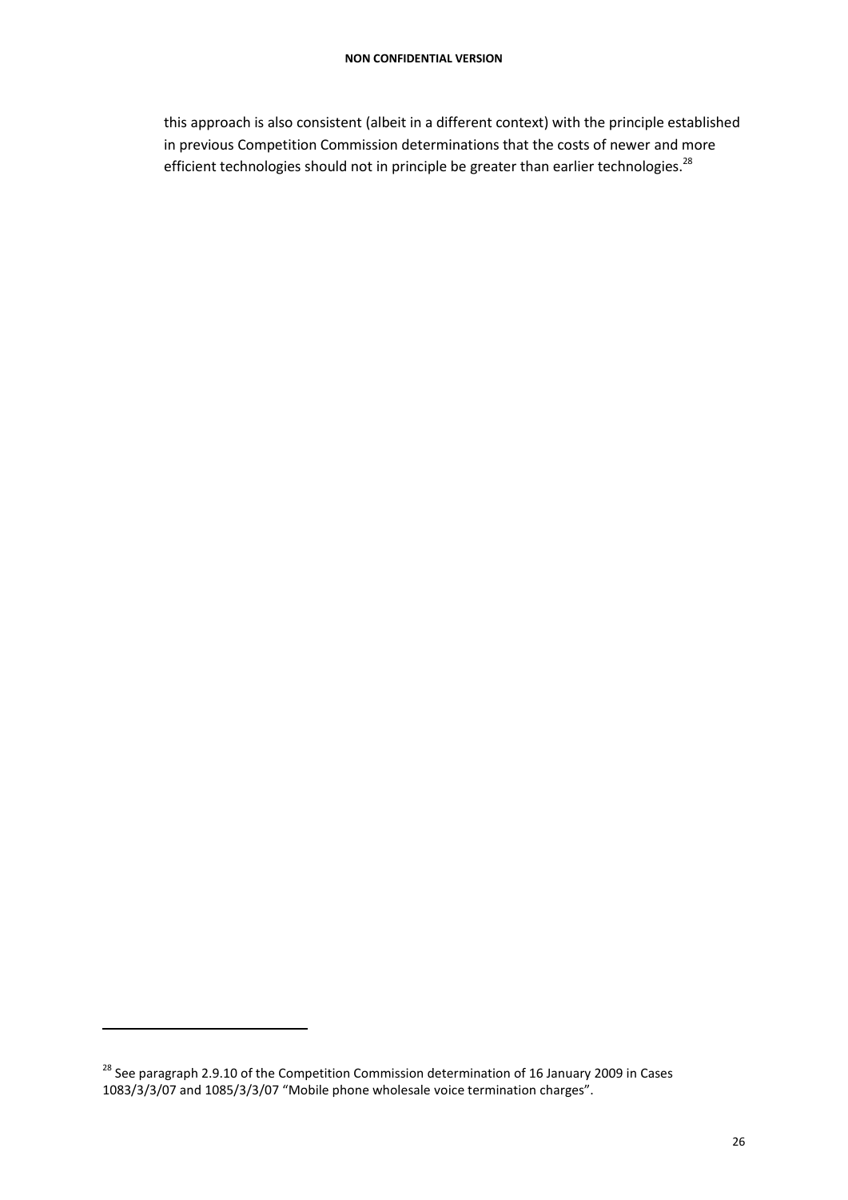this approach is also consistent (albeit in a different context) with the principle established in previous Competition Commission determinations that the costs of newer and more efficient technologies should not in principle be greater than earlier technologies.[28]

[28] See paragraph 2.9.10 of the Competition Commission determination of 16 January 2009 in Cases 1083/3/3/07 and 1085/3/3/07 "Mobile phone wholesale voice termination charges".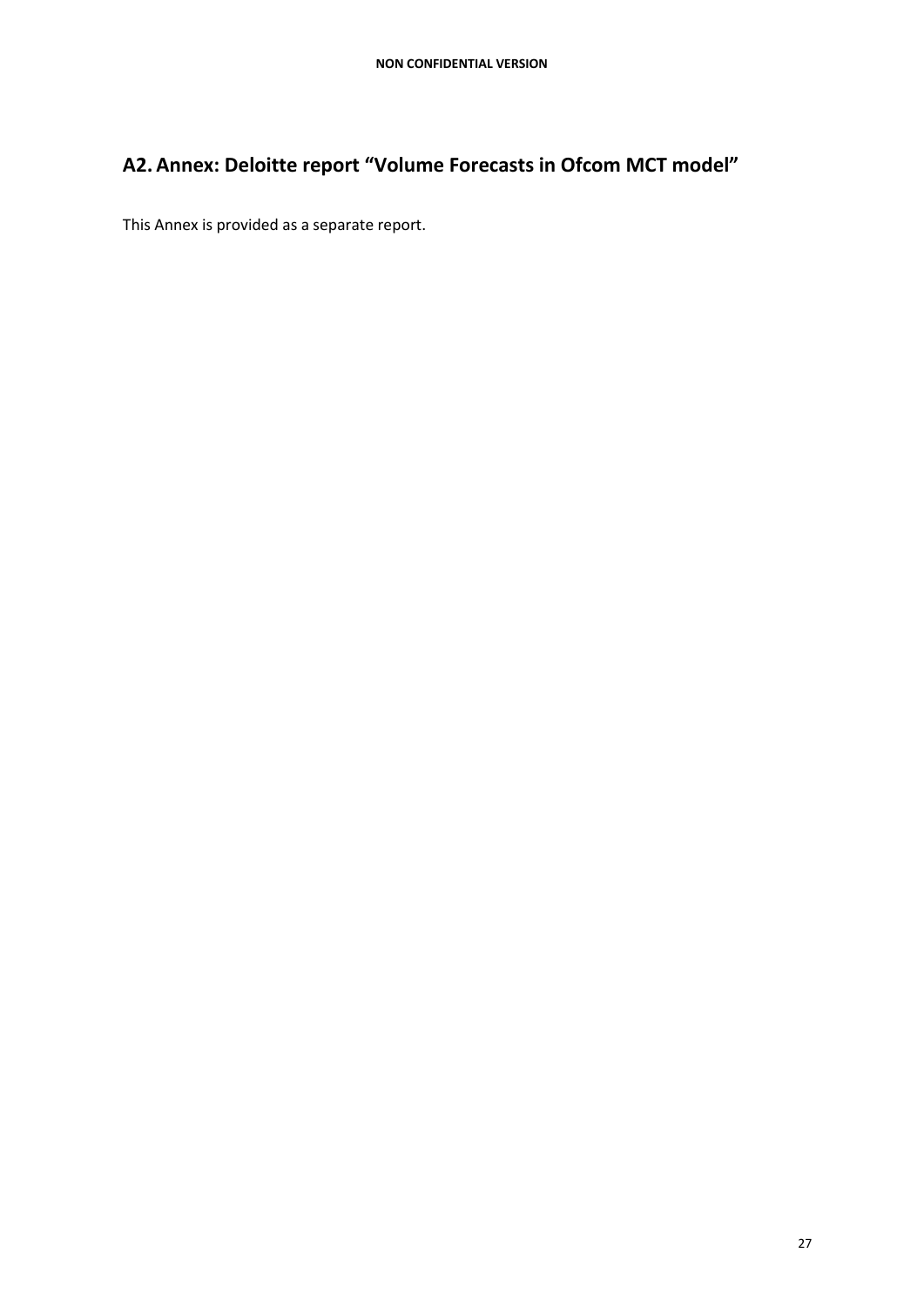## A2. Annex: Deloitte report "Volume Forecasts in Ofcom MCT model"

This Annex is provided as a separate report.